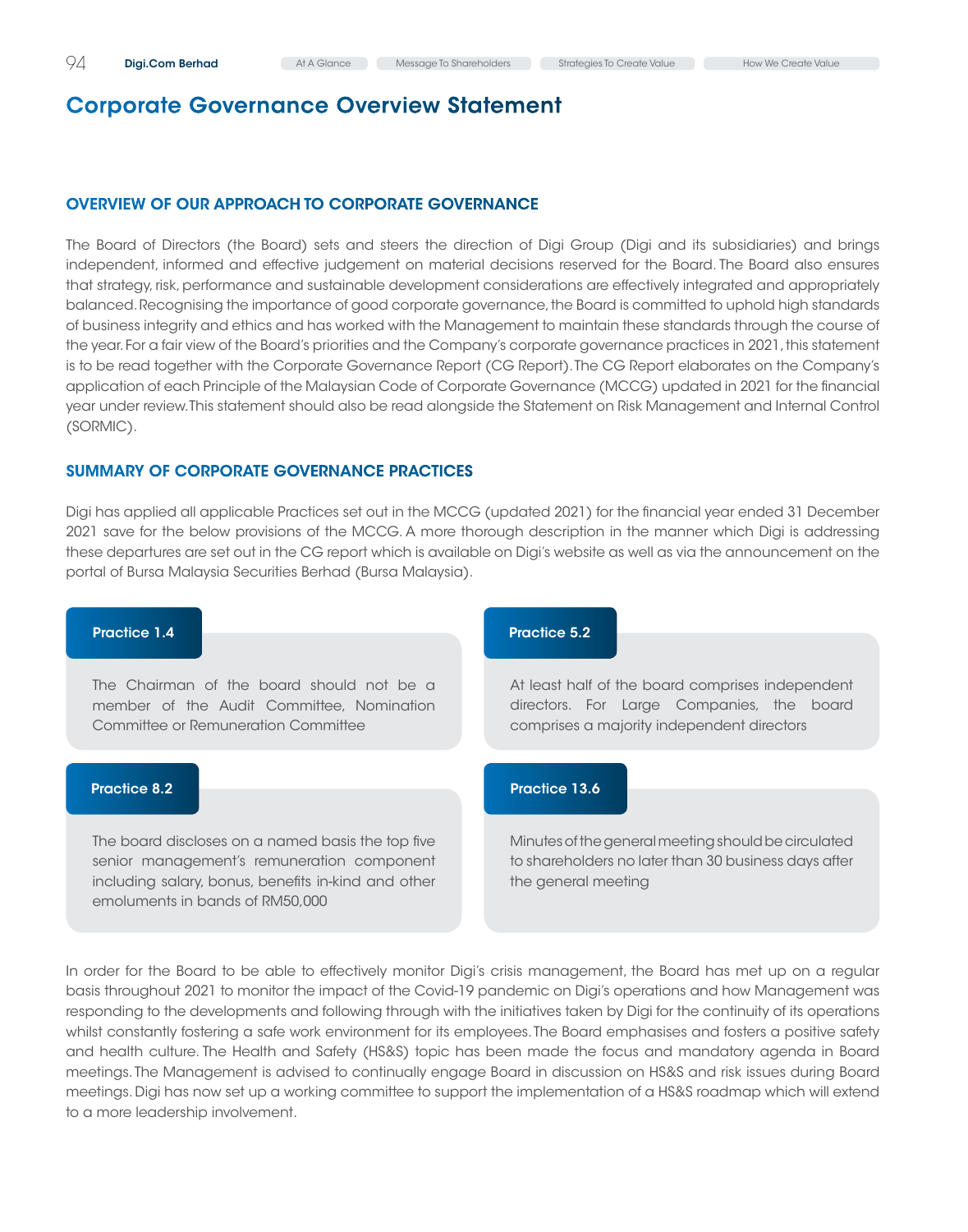# Corporate Governance Overview Statement

## OVERVIEW OF OUR APPROACH TO CORPORATE GOVERNANCE

The Board of Directors (the Board) sets and steers the direction of Digi Group (Digi and its subsidiaries) and brings independent, informed and effective judgement on material decisions reserved for the Board. The Board also ensures that strategy, risk, performance and sustainable development considerations are effectively integrated and appropriately balanced. Recognising the importance of good corporate governance, the Board is committed to uphold high standards of business integrity and ethics and has worked with the Management to maintain these standards through the course of the year. For a fair view of the Board's priorities and the Company's corporate governance practices in 2021, this statement is to be read together with the Corporate Governance Report (CG Report). The CG Report elaborates on the Company's application of each Principle of the Malaysian Code of Corporate Governance (MCCG) updated in 2021 for the financial year under review. This statement should also be read alongside the Statement on Risk Management and Internal Control (SORMIC).

## SUMMARY OF CORPORATE GOVERNANCE PRACTICES

Digi has applied all applicable Practices set out in the MCCG (updated 2021) for the financial year ended 31 December 2021 save for the below provisions of the MCCG. A more thorough description in the manner which Digi is addressing these departures are set out in the CG report which is available on Digi's website as well as via the announcement on the portal of Bursa Malaysia Securities Berhad (Bursa Malaysia).

**Practice 1.4**

The Chairman of the board should not be a member of the Audit Committee, Nomination Committee or Remuneration Committee

**Practice 5.2**

At least half of the board comprises independent directors. For Large Companies, the board comprises a majority independent directors

**Practice 8.2**

The board discloses on a named basis the top five senior management's remuneration component including salary, bonus, benefits in-kind and other emoluments in bands of RM50,000

**Practice 13.6**

Minutes of the general meeting should be circulated to shareholders no later than 30 business days after the general meeting

In order for the Board to be able to effectively monitor Digi's crisis management, the Board has met up on a regular basis throughout 2021 to monitor the impact of the Covid-19 pandemic on Digi's operations and how Management was responding to the developments and following through with the initiatives taken by Digi for the continuity of its operations whilst constantly fostering a safe work environment for its employees. The Board emphasises and fosters a positive safety and health culture. The Health and Safety (HS&S) topic has been made the focus and mandatory agenda in Board meetings. The Management is advised to continually engage Board in discussion on HS&S and risk issues during Board meetings. Digi has now set up a working committee to support the implementation of a HS&S roadmap which will extend to a more leadership involvement.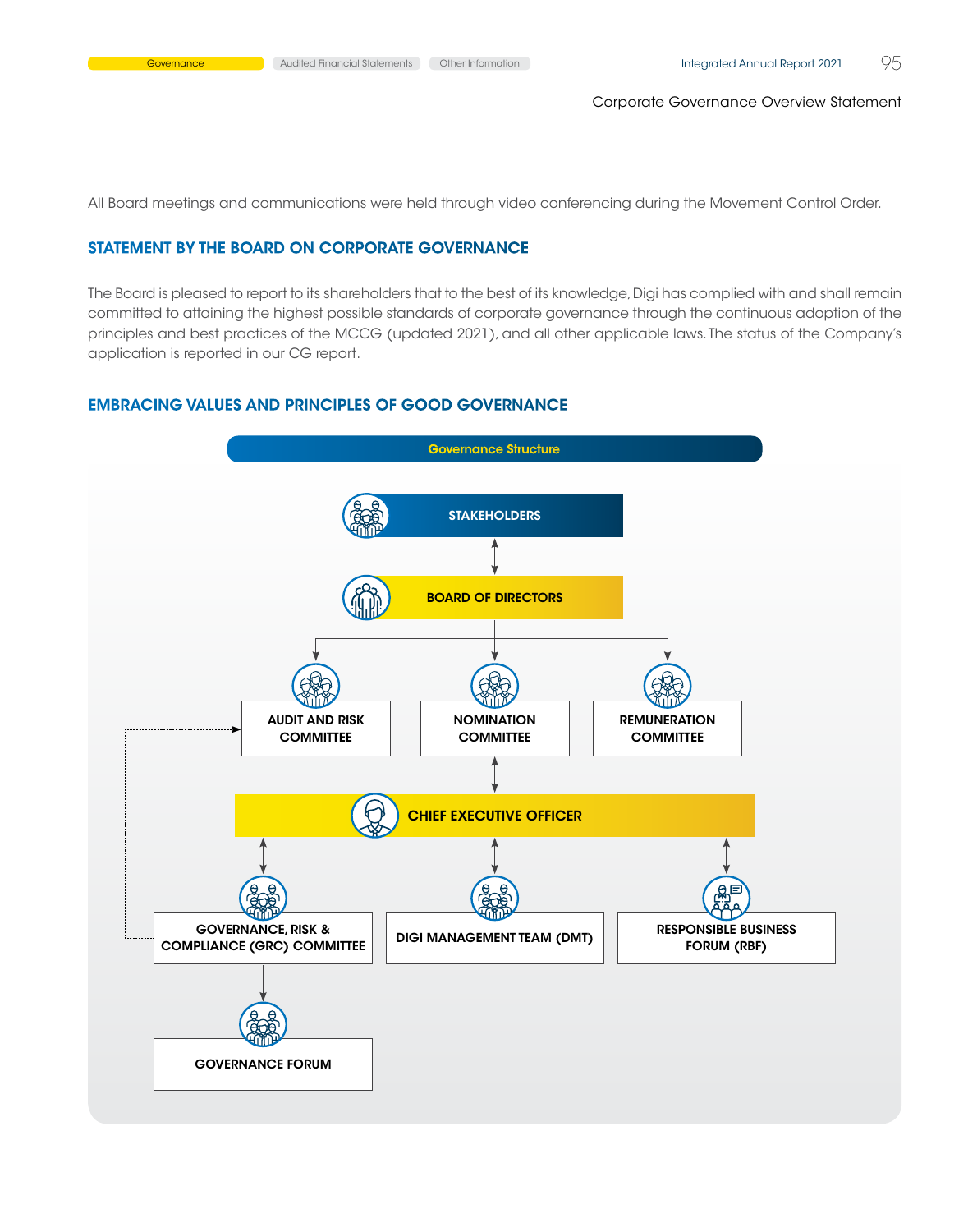All Board meetings and communications were held through video conferencing during the Movement Control Order.

## STATEMENT BY THE BOARD ON CORPORATE GOVERNANCE

The Board is pleased to report to its shareholders that to the best of its knowledge, Digi has complied with and shall remain committed to attaining the highest possible standards of corporate governance through the continuous adoption of the principles and best practices of the MCCG (updated 2021), and all other applicable laws. The status of the Company's application is reported in our CG report.

## EMBRACING VALUES AND PRINCIPLES OF GOOD GOVERNANCE

**Governance Structure**

- STAKEHOLDERS
- BOARD OF DIRECTORS
  - AUDIT AND RISK COMMITTEE
  - NOMINATION COMMITTEE
  - REMUNERATION COMMITTEE
- CHIEF EXECUTIVE OFFICER
  - GOVERNANCE, RISK & COMPLIANCE (GRC) COMMITTEE
    - GOVERNANCE FORUM
  - DIGI MANAGEMENT TEAM (DMT)
  - RESPONSIBLE BUSINESS FORUM (RBF)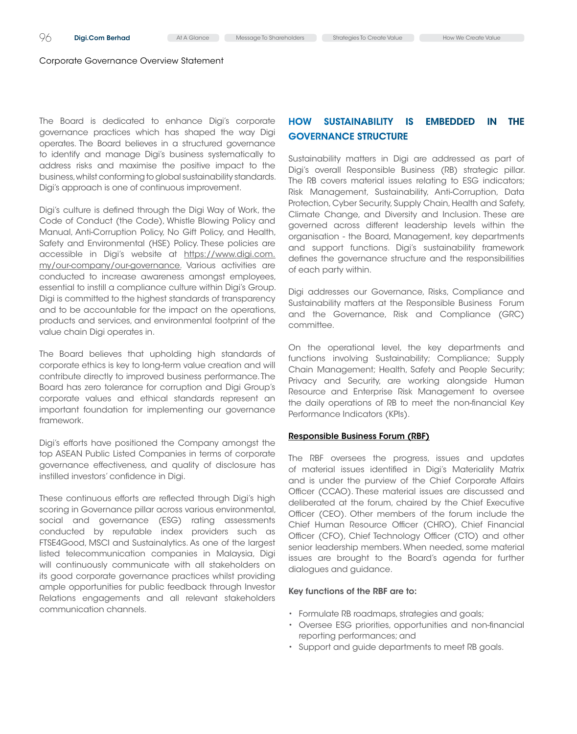Corporate Governance Overview Statement

The Board is dedicated to enhance Digi's corporate governance practices which has shaped the way Digi operates. The Board believes in a structured governance to identify and manage Digi's business systematically to address risks and maximise the positive impact to the business, whilst conforming to global sustainability standards. Digi's approach is one of continuous improvement.

Digi's culture is defined through the Digi Way of Work, the Code of Conduct (the Code), Whistle Blowing Policy and Manual, Anti-Corruption Policy, No Gift Policy, and Health, Safety and Environmental (HSE) Policy. These policies are accessible in Digi's website at https://www.digi.com.my/our-company/our-governance. Various activities are conducted to increase awareness amongst employees, essential to instill a compliance culture within Digi's Group. Digi is committed to the highest standards of transparency and to be accountable for the impact on the operations, products and services, and environmental footprint of the value chain Digi operates in.

The Board believes that upholding high standards of corporate ethics is key to long-term value creation and will contribute directly to improved business performance. The Board has zero tolerance for corruption and Digi Group's corporate values and ethical standards represent an important foundation for implementing our governance framework.

Digi's efforts have positioned the Company amongst the top ASEAN Public Listed Companies in terms of corporate governance effectiveness, and quality of disclosure has instilled investors' confidence in Digi.

These continuous efforts are reflected through Digi's high scoring in Governance pillar across various environmental, social and governance (ESG) rating assessments conducted by reputable index providers such as FTSE4Good, MSCI and Sustainalytics. As one of the largest listed telecommunication companies in Malaysia, Digi will continuously communicate with all stakeholders on its good corporate governance practices whilst providing ample opportunities for public feedback through Investor Relations engagements and all relevant stakeholders communication channels.

## HOW SUSTAINABILITY IS EMBEDDED IN THE GOVERNANCE STRUCTURE

Sustainability matters in Digi are addressed as part of Digi's overall Responsible Business (RB) strategic pillar. The RB covers material issues relating to ESG indicators; Risk Management, Sustainability, Anti-Corruption, Data Protection, Cyber Security, Supply Chain, Health and Safety, Climate Change, and Diversity and Inclusion. These are governed across different leadership levels within the organisation - the Board, Management, key departments and support functions. Digi's sustainability framework defines the governance structure and the responsibilities of each party within.

Digi addresses our Governance, Risks, Compliance and Sustainability matters at the Responsible Business Forum and the Governance, Risk and Compliance (GRC) committee.

On the operational level, the key departments and functions involving Sustainability; Compliance; Supply Chain Management; Health, Safety and People Security; Privacy and Security, are working alongside Human Resource and Enterprise Risk Management to oversee the daily operations of RB to meet the non-financial Key Performance Indicators (KPIs).

### Responsible Business Forum (RBF)

The RBF oversees the progress, issues and updates of material issues identified in Digi's Materiality Matrix and is under the purview of the Chief Corporate Affairs Officer (CCAO). These material issues are discussed and deliberated at the forum, chaired by the Chief Executive Officer (CEO). Other members of the forum include the Chief Human Resource Officer (CHRO), Chief Financial Officer (CFO), Chief Technology Officer (CTO) and other senior leadership members. When needed, some material issues are brought to the Board's agenda for further dialogues and guidance.

**Key functions of the RBF are to:**

- Formulate RB roadmaps, strategies and goals;
- Oversee ESG priorities, opportunities and non-financial reporting performances; and
- Support and guide departments to meet RB goals.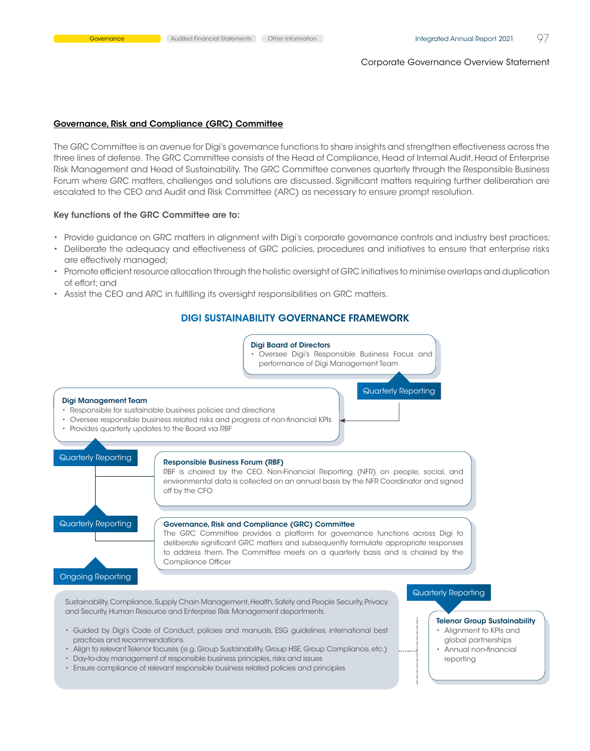Corporate Governance Overview Statement

## Governance, Risk and Compliance (GRC) Committee

The GRC Committee is an avenue for Digi's governance functions to share insights and strengthen effectiveness across the three lines of defense. The GRC Committee consists of the Head of Compliance, Head of Internal Audit, Head of Enterprise Risk Management and Head of Sustainability. The GRC Committee convenes quarterly through the Responsible Business Forum where GRC matters, challenges and solutions are discussed. Significant matters requiring further deliberation are escalated to the CEO and Audit and Risk Committee (ARC) as necessary to ensure prompt resolution.

**Key functions of the GRC Committee are to:**

- Provide guidance on GRC matters in alignment with Digi's corporate governance controls and industry best practices;
- Deliberate the adequacy and effectiveness of GRC policies, procedures and initiatives to ensure that enterprise risks are effectively managed;
- Promote efficient resource allocation through the holistic oversight of GRC initiatives to minimise overlaps and duplication of effort; and
- Assist the CEO and ARC in fulfilling its oversight responsibilities on GRC matters.

### DIGI SUSTAINABILITY GOVERNANCE FRAMEWORK

**Digi Board of Directors**
- Oversee Digi's Responsible Business Focus and performance of Digi Management Team

Quarterly Reporting

**Digi Management Team**
- Responsible for sustainable business policies and directions
- Oversee responsible business related risks and progress of non-financial KPIs
- Provides quarterly updates to the Board via RBF

Quarterly Reporting

**Responsible Business Forum (RBF)**
RBF is chaired by the CEO. Non-Financial Reporting (NFR) on people, social, and environmental data is collected on an annual basis by the NFR Coordinator and signed off by the CFO

Quarterly Reporting

**Governance, Risk and Compliance (GRC) Committee**
The GRC Committee provides a platform for governance functions across Digi to deliberate significant GRC matters and subsequently formulate appropriate responses to address them. The Committee meets on a quarterly basis and is chaired by the Compliance Officer

Ongoing Reporting

Sustainability, Compliance, Supply Chain Management, Health, Safety and People Security, Privacy and Security, Human Resource and Enterprise Risk Management departments

- Guided by Digi's Code of Conduct, policies and manuals, ESG guidelines, international best practices and recommendations
- Align to relevant Telenor focuses (e.g. Group Sustainability, Group HSE, Group Compliance, etc.)
- Day-to-day management of responsible business principles, risks and issues
- Ensure compliance of relevant responsible business related policies and principles

Quarterly Reporting

**Telenor Group Sustainability**
- Alignment to KPIs and global partnerships
- Annual non-financial reporting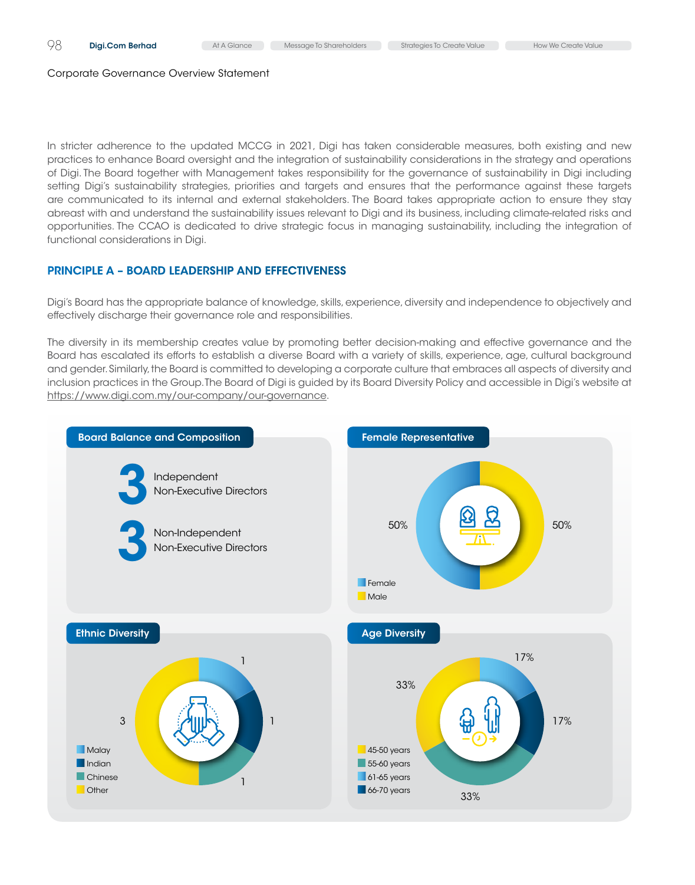Corporate Governance Overview Statement

In stricter adherence to the updated MCCG in 2021, Digi has taken considerable measures, both existing and new practices to enhance Board oversight and the integration of sustainability considerations in the strategy and operations of Digi. The Board together with Management takes responsibility for the governance of sustainability in Digi including setting Digi's sustainability strategies, priorities and targets and ensures that the performance against these targets are communicated to its internal and external stakeholders. The Board takes appropriate action to ensure they stay abreast with and understand the sustainability issues relevant to Digi and its business, including climate-related risks and opportunities. The CCAO is dedicated to drive strategic focus in managing sustainability, including the integration of functional considerations in Digi.

## PRINCIPLE A – BOARD LEADERSHIP AND EFFECTIVENESS

Digi's Board has the appropriate balance of knowledge, skills, experience, diversity and independence to objectively and effectively discharge their governance role and responsibilities.

The diversity in its membership creates value by promoting better decision-making and effective governance and the Board has escalated its efforts to establish a diverse Board with a variety of skills, experience, age, cultural background and gender. Similarly, the Board is committed to developing a corporate culture that embraces all aspects of diversity and inclusion practices in the Group. The Board of Digi is guided by its Board Diversity Policy and accessible in Digi's website at https://www.digi.com.my/our-company/our-governance.

### Board Balance and Composition

**3** Independent Non-Executive Directors

**3** Non-Independent Non-Executive Directors

### Female Representative

- Female: 50%
- Male: 50%

### Ethnic Diversity

- Malay: 1
- Indian: 1
- Chinese: 1
- Other: 3

### Age Diversity

- 45-50 years: 33%
- 55-60 years: 33%
- 61-65 years: 17%
- 66-70 years: 17%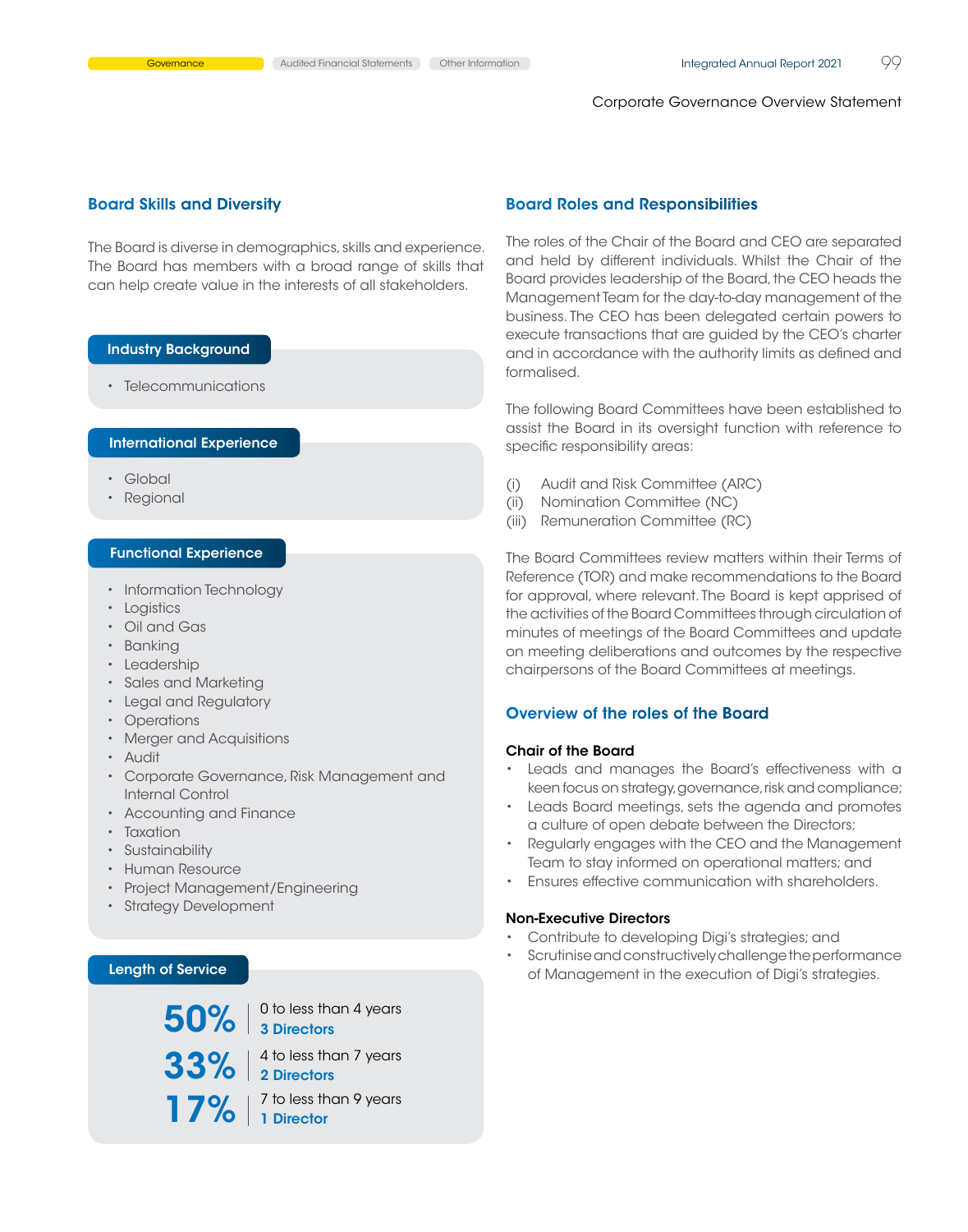## Board Skills and Diversity

The Board is diverse in demographics, skills and experience. The Board has members with a broad range of skills that can help create value in the interests of all stakeholders.

### Industry Background

- Telecommunications

### International Experience

- Global
- Regional

### Functional Experience

- Information Technology
- Logistics
- Oil and Gas
- Banking
- Leadership
- Sales and Marketing
- Legal and Regulatory
- Operations
- Merger and Acquisitions
- Audit
- Corporate Governance, Risk Management and Internal Control
- Accounting and Finance
- Taxation
- Sustainability
- Human Resource
- Project Management/Engineering
- Strategy Development

### Length of Service

**50%** | 0 to less than 4 years — **3 Directors**

**33%** | 4 to less than 7 years — **2 Directors**

**17%** | 7 to less than 9 years — **1 Director**

## Board Roles and Responsibilities

The roles of the Chair of the Board and CEO are separated and held by different individuals. Whilst the Chair of the Board provides leadership of the Board, the CEO heads the Management Team for the day-to-day management of the business. The CEO has been delegated certain powers to execute transactions that are guided by the CEO's charter and in accordance with the authority limits as defined and formalised.

The following Board Committees have been established to assist the Board in its oversight function with reference to specific responsibility areas:

(i) Audit and Risk Committee (ARC)
(ii) Nomination Committee (NC)
(iii) Remuneration Committee (RC)

The Board Committees review matters within their Terms of Reference (TOR) and make recommendations to the Board for approval, where relevant. The Board is kept apprised of the activities of the Board Committees through circulation of minutes of meetings of the Board Committees and update on meeting deliberations and outcomes by the respective chairpersons of the Board Committees at meetings.

## Overview of the roles of the Board

**Chair of the Board**

- Leads and manages the Board's effectiveness with a keen focus on strategy, governance, risk and compliance;
- Leads Board meetings, sets the agenda and promotes a culture of open debate between the Directors;
- Regularly engages with the CEO and the Management Team to stay informed on operational matters; and
- Ensures effective communication with shareholders.

**Non-Executive Directors**

- Contribute to developing Digi's strategies; and
- Scrutinise and constructively challenge the performance of Management in the execution of Digi's strategies.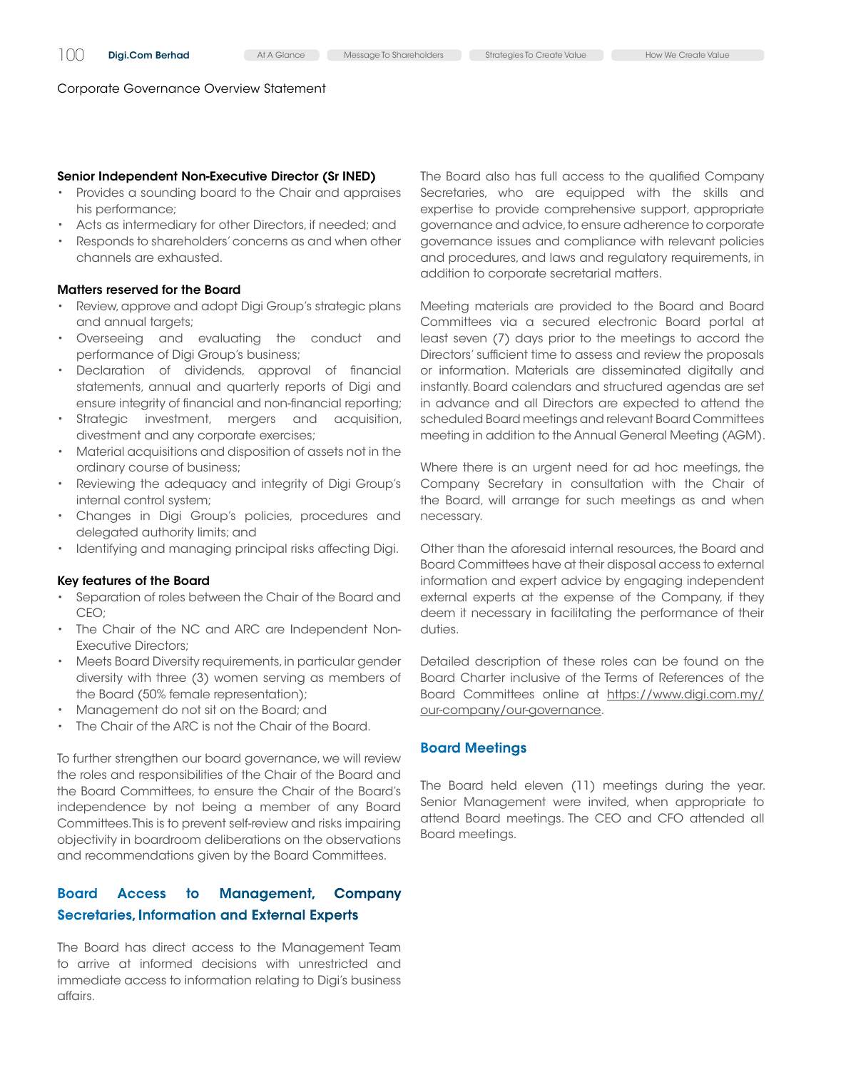Corporate Governance Overview Statement

**Senior Independent Non-Executive Director (Sr INED)**

- Provides a sounding board to the Chair and appraises his performance;
- Acts as intermediary for other Directors, if needed; and
- Responds to shareholders' concerns as and when other channels are exhausted.

**Matters reserved for the Board**

- Review, approve and adopt Digi Group's strategic plans and annual targets;
- Overseeing and evaluating the conduct and performance of Digi Group's business;
- Declaration of dividends, approval of financial statements, annual and quarterly reports of Digi and ensure integrity of financial and non-financial reporting;
- Strategic investment, mergers and acquisition, divestment and any corporate exercises;
- Material acquisitions and disposition of assets not in the ordinary course of business;
- Reviewing the adequacy and integrity of Digi Group's internal control system;
- Changes in Digi Group's policies, procedures and delegated authority limits; and
- Identifying and managing principal risks affecting Digi.

**Key features of the Board**

- Separation of roles between the Chair of the Board and CEO;
- The Chair of the NC and ARC are Independent Non-Executive Directors;
- Meets Board Diversity requirements, in particular gender diversity with three (3) women serving as members of the Board (50% female representation);
- Management do not sit on the Board; and
- The Chair of the ARC is not the Chair of the Board.

To further strengthen our board governance, we will review the roles and responsibilities of the Chair of the Board and the Board Committees, to ensure the Chair of the Board's independence by not being a member of any Board Committees. This is to prevent self-review and risks impairing objectivity in boardroom deliberations on the observations and recommendations given by the Board Committees.

## Board Access to Management, Company Secretaries, Information and External Experts

The Board has direct access to the Management Team to arrive at informed decisions with unrestricted and immediate access to information relating to Digi's business affairs.

The Board also has full access to the qualified Company Secretaries, who are equipped with the skills and expertise to provide comprehensive support, appropriate governance and advice, to ensure adherence to corporate governance issues and compliance with relevant policies and procedures, and laws and regulatory requirements, in addition to corporate secretarial matters.

Meeting materials are provided to the Board and Board Committees via a secured electronic Board portal at least seven (7) days prior to the meetings to accord the Directors' sufficient time to assess and review the proposals or information. Materials are disseminated digitally and instantly. Board calendars and structured agendas are set in advance and all Directors are expected to attend the scheduled Board meetings and relevant Board Committees meeting in addition to the Annual General Meeting (AGM).

Where there is an urgent need for ad hoc meetings, the Company Secretary in consultation with the Chair of the Board, will arrange for such meetings as and when necessary.

Other than the aforesaid internal resources, the Board and Board Committees have at their disposal access to external information and expert advice by engaging independent external experts at the expense of the Company, if they deem it necessary in facilitating the performance of their duties.

Detailed description of these roles can be found on the Board Charter inclusive of the Terms of References of the Board Committees online at https://www.digi.com.my/our-company/our-governance.

## Board Meetings

The Board held eleven (11) meetings during the year. Senior Management were invited, when appropriate to attend Board meetings. The CEO and CFO attended all Board meetings.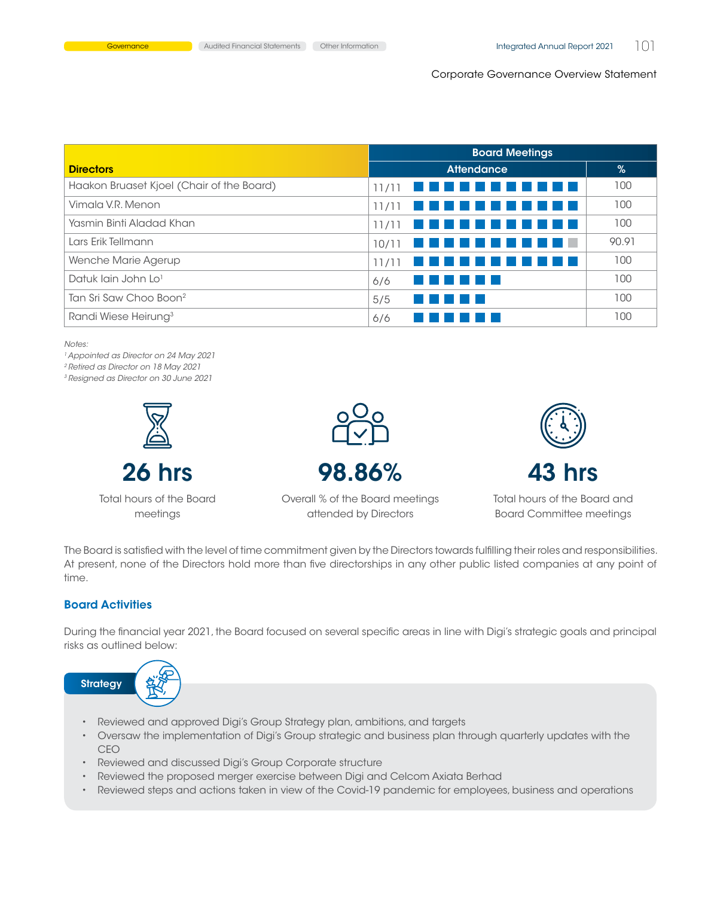| Directors | Board Meetings | |
|---|---|---|
| | Attendance | % |
| Haakon Bruaset Kjoel (Chair of the Board) | 11/11 | 100 |
| Vimala V.R. Menon | 11/11 | 100 |
| Yasmin Binti Aladad Khan | 11/11 | 100 |
| Lars Erik Tellmann | 10/11 | 90.91 |
| Wenche Marie Agerup | 11/11 | 100 |
| Datuk Iain John Lo[1] | 6/6 | 100 |
| Tan Sri Saw Choo Boon[2] | 5/5 | 100 |
| Randi Wiese Heirung[3] | 6/6 | 100 |

*Notes:*
*[1] Appointed as Director on 24 May 2021*
*[2] Retired as Director on 18 May 2021*
*[3] Resigned as Director on 30 June 2021*

**26 hrs**
Total hours of the Board meetings

**98.86%**
Overall % of the Board meetings attended by Directors

**43 hrs**
Total hours of the Board and Board Committee meetings

The Board is satisfied with the level of time commitment given by the Directors towards fulfilling their roles and responsibilities. At present, none of the Directors hold more than five directorships in any other public listed companies at any point of time.

## Board Activities

During the financial year 2021, the Board focused on several specific areas in line with Digi's strategic goals and principal risks as outlined below:

### Strategy

- Reviewed and approved Digi's Group Strategy plan, ambitions, and targets
- Oversaw the implementation of Digi's Group strategic and business plan through quarterly updates with the CEO
- Reviewed and discussed Digi's Group Corporate structure
- Reviewed the proposed merger exercise between Digi and Celcom Axiata Berhad
- Reviewed steps and actions taken in view of the Covid-19 pandemic for employees, business and operations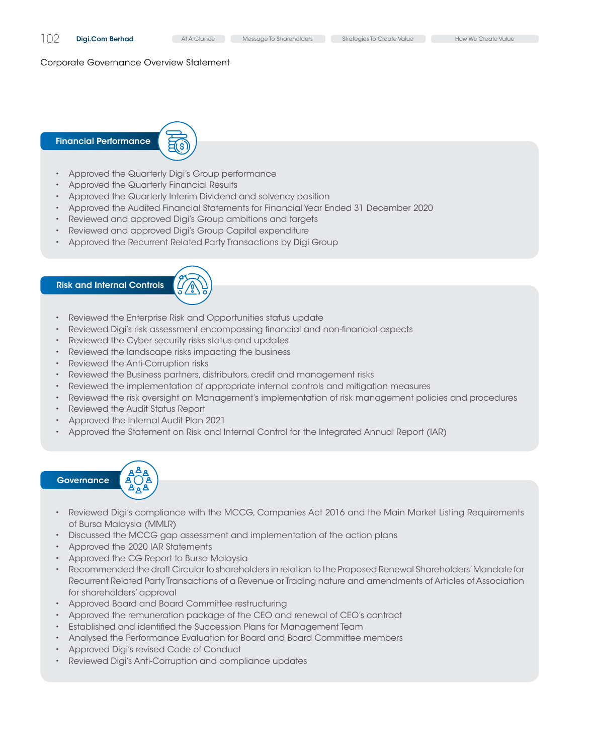Corporate Governance Overview Statement

### Financial Performance

- Approved the Quarterly Digi's Group performance
- Approved the Quarterly Financial Results
- Approved the Quarterly Interim Dividend and solvency position
- Approved the Audited Financial Statements for Financial Year Ended 31 December 2020
- Reviewed and approved Digi's Group ambitions and targets
- Reviewed and approved Digi's Group Capital expenditure
- Approved the Recurrent Related Party Transactions by Digi Group

### Risk and Internal Controls

- Reviewed the Enterprise Risk and Opportunities status update
- Reviewed Digi's risk assessment encompassing financial and non-financial aspects
- Reviewed the Cyber security risks status and updates
- Reviewed the landscape risks impacting the business
- Reviewed the Anti-Corruption risks
- Reviewed the Business partners, distributors, credit and management risks
- Reviewed the implementation of appropriate internal controls and mitigation measures
- Reviewed the risk oversight on Management's implementation of risk management policies and procedures
- Reviewed the Audit Status Report
- Approved the Internal Audit Plan 2021
- Approved the Statement on Risk and Internal Control for the Integrated Annual Report (IAR)

### Governance

- Reviewed Digi's compliance with the MCCG, Companies Act 2016 and the Main Market Listing Requirements of Bursa Malaysia (MMLR)
- Discussed the MCCG gap assessment and implementation of the action plans
- Approved the 2020 IAR Statements
- Approved the CG Report to Bursa Malaysia
- Recommended the draft Circular to shareholders in relation to the Proposed Renewal Shareholders' Mandate for Recurrent Related Party Transactions of a Revenue or Trading nature and amendments of Articles of Association for shareholders' approval
- Approved Board and Board Committee restructuring
- Approved the remuneration package of the CEO and renewal of CEO's contract
- Established and identified the Succession Plans for Management Team
- Analysed the Performance Evaluation for Board and Board Committee members
- Approved Digi's revised Code of Conduct
- Reviewed Digi's Anti-Corruption and compliance updates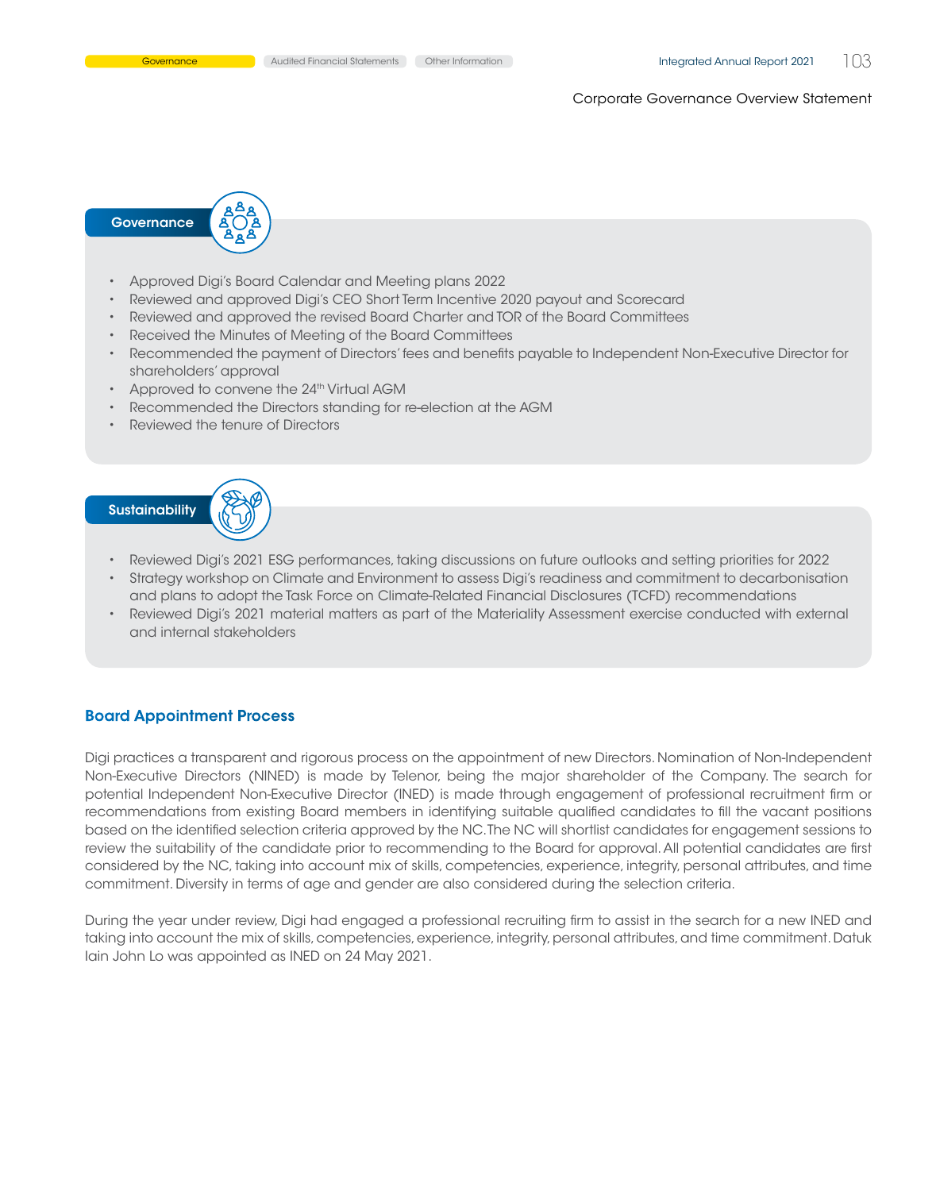### Governance

- Approved Digi's Board Calendar and Meeting plans 2022
- Reviewed and approved Digi's CEO Short Term Incentive 2020 payout and Scorecard
- Reviewed and approved the revised Board Charter and TOR of the Board Committees
- Received the Minutes of Meeting of the Board Committees
- Recommended the payment of Directors' fees and benefits payable to Independent Non-Executive Director for shareholders' approval
- Approved to convene the 24th Virtual AGM
- Recommended the Directors standing for re-election at the AGM
- Reviewed the tenure of Directors

### Sustainability

- Reviewed Digi's 2021 ESG performances, taking discussions on future outlooks and setting priorities for 2022
- Strategy workshop on Climate and Environment to assess Digi's readiness and commitment to decarbonisation and plans to adopt the Task Force on Climate-Related Financial Disclosures (TCFD) recommendations
- Reviewed Digi's 2021 material matters as part of the Materiality Assessment exercise conducted with external and internal stakeholders

## Board Appointment Process

Digi practices a transparent and rigorous process on the appointment of new Directors. Nomination of Non-Independent Non-Executive Directors (NINED) is made by Telenor, being the major shareholder of the Company. The search for potential Independent Non-Executive Director (INED) is made through engagement of professional recruitment firm or recommendations from existing Board members in identifying suitable qualified candidates to fill the vacant positions based on the identified selection criteria approved by the NC. The NC will shortlist candidates for engagement sessions to review the suitability of the candidate prior to recommending to the Board for approval. All potential candidates are first considered by the NC, taking into account mix of skills, competencies, experience, integrity, personal attributes, and time commitment. Diversity in terms of age and gender are also considered during the selection criteria.

During the year under review, Digi had engaged a professional recruiting firm to assist in the search for a new INED and taking into account the mix of skills, competencies, experience, integrity, personal attributes, and time commitment. Datuk Iain John Lo was appointed as INED on 24 May 2021.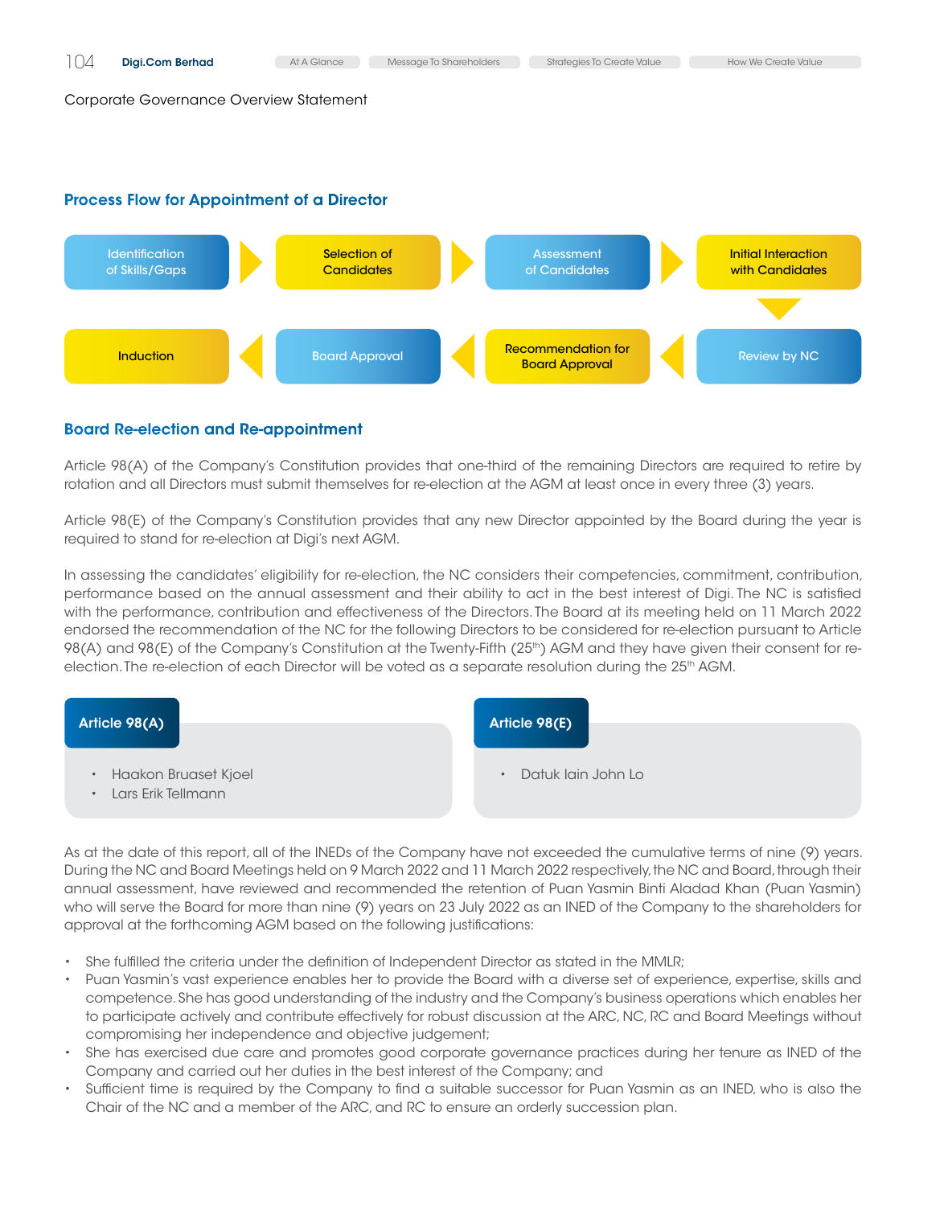Corporate Governance Overview Statement

## Process Flow for Appointment of a Director

Identification of Skills/Gaps → Selection of Candidates → Assessment of Candidates → Initial Interaction with Candidates → Review by NC → Recommendation for Board Approval → Board Approval → Induction

## Board Re-election and Re-appointment

Article 98(A) of the Company's Constitution provides that one-third of the remaining Directors are required to retire by rotation and all Directors must submit themselves for re-election at the AGM at least once in every three (3) years.

Article 98(E) of the Company's Constitution provides that any new Director appointed by the Board during the year is required to stand for re-election at Digi's next AGM.

In assessing the candidates' eligibility for re-election, the NC considers their competencies, commitment, contribution, performance based on the annual assessment and their ability to act in the best interest of Digi. The NC is satisfied with the performance, contribution and effectiveness of the Directors. The Board at its meeting held on 11 March 2022 endorsed the recommendation of the NC for the following Directors to be considered for re-election pursuant to Article 98(A) and 98(E) of the Company's Constitution at the Twenty-Fifth (25th) AGM and they have given their consent for re-election. The re-election of each Director will be voted as a separate resolution during the 25th AGM.

**Article 98(A)**

- Haakon Bruaset Kjoel
- Lars Erik Tellmann

**Article 98(E)**

- Datuk Iain John Lo

As at the date of this report, all of the INEDs of the Company have not exceeded the cumulative terms of nine (9) years. During the NC and Board Meetings held on 9 March 2022 and 11 March 2022 respectively, the NC and Board, through their annual assessment, have reviewed and recommended the retention of Puan Yasmin Binti Aladad Khan (Puan Yasmin) who will serve the Board for more than nine (9) years on 23 July 2022 as an INED of the Company to the shareholders for approval at the forthcoming AGM based on the following justifications:

- She fulfilled the criteria under the definition of Independent Director as stated in the MMLR;
- Puan Yasmin's vast experience enables her to provide the Board with a diverse set of experience, expertise, skills and competence. She has good understanding of the industry and the Company's business operations which enables her to participate actively and contribute effectively for robust discussion at the ARC, NC, RC and Board Meetings without compromising her independence and objective judgement;
- She has exercised due care and promotes good corporate governance practices during her tenure as INED of the Company and carried out her duties in the best interest of the Company; and
- Sufficient time is required by the Company to find a suitable successor for Puan Yasmin as an INED, who is also the Chair of the NC and a member of the ARC, and RC to ensure an orderly succession plan.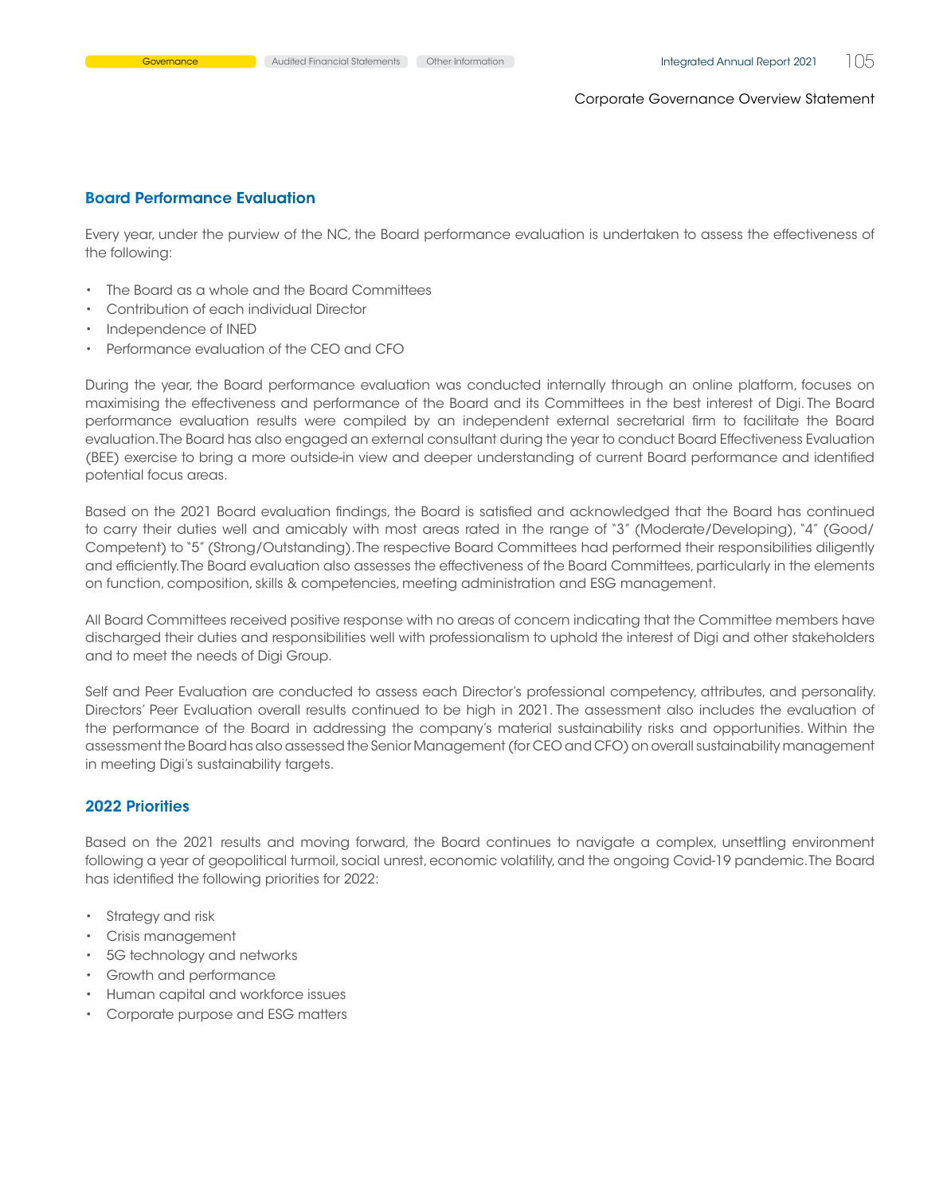## Board Performance Evaluation

Every year, under the purview of the NC, the Board performance evaluation is undertaken to assess the effectiveness of the following:

- The Board as a whole and the Board Committees
- Contribution of each individual Director
- Independence of INED
- Performance evaluation of the CEO and CFO

During the year, the Board performance evaluation was conducted internally through an online platform, focuses on maximising the effectiveness and performance of the Board and its Committees in the best interest of Digi. The Board performance evaluation results were compiled by an independent external secretarial firm to facilitate the Board evaluation. The Board has also engaged an external consultant during the year to conduct Board Effectiveness Evaluation (BEE) exercise to bring a more outside-in view and deeper understanding of current Board performance and identified potential focus areas.

Based on the 2021 Board evaluation findings, the Board is satisfied and acknowledged that the Board has continued to carry their duties well and amicably with most areas rated in the range of "3" (Moderate/Developing), "4" (Good/Competent) to "5" (Strong/Outstanding). The respective Board Committees had performed their responsibilities diligently and efficiently. The Board evaluation also assesses the effectiveness of the Board Committees, particularly in the elements on function, composition, skills & competencies, meeting administration and ESG management.

All Board Committees received positive response with no areas of concern indicating that the Committee members have discharged their duties and responsibilities well with professionalism to uphold the interest of Digi and other stakeholders and to meet the needs of Digi Group.

Self and Peer Evaluation are conducted to assess each Director's professional competency, attributes, and personality. Directors' Peer Evaluation overall results continued to be high in 2021. The assessment also includes the evaluation of the performance of the Board in addressing the company's material sustainability risks and opportunities. Within the assessment the Board has also assessed the Senior Management (for CEO and CFO) on overall sustainability management in meeting Digi's sustainability targets.

## 2022 Priorities

Based on the 2021 results and moving forward, the Board continues to navigate a complex, unsettling environment following a year of geopolitical turmoil, social unrest, economic volatility, and the ongoing Covid-19 pandemic. The Board has identified the following priorities for 2022:

- Strategy and risk
- Crisis management
- 5G technology and networks
- Growth and performance
- Human capital and workforce issues
- Corporate purpose and ESG matters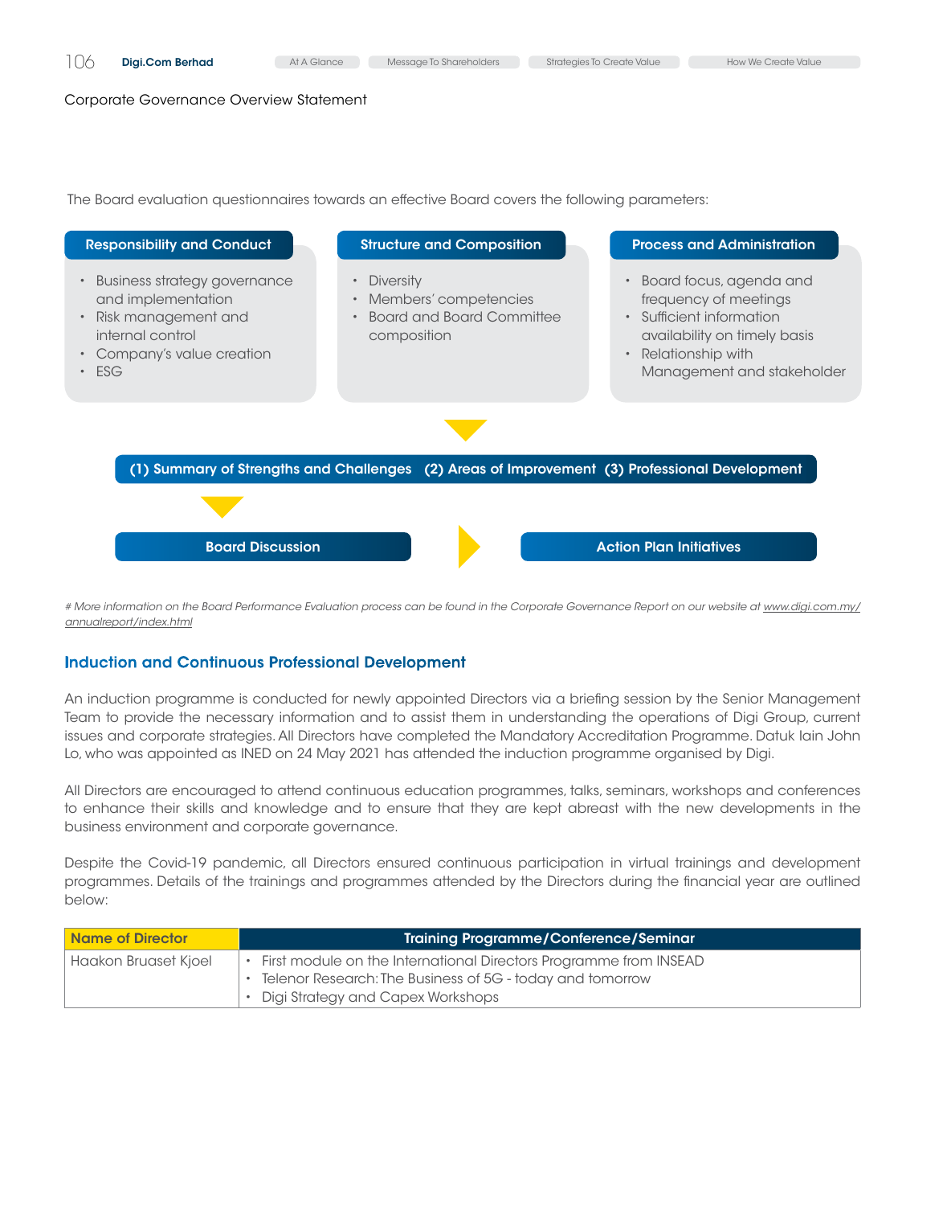Corporate Governance Overview Statement

The Board evaluation questionnaires towards an effective Board covers the following parameters:

**Responsibility and Conduct**

- Business strategy governance and implementation
- Risk management and internal control
- Company's value creation
- ESG

**Structure and Composition**

- Diversity
- Members' competencies
- Board and Board Committee composition

**Process and Administration**

- Board focus, agenda and frequency of meetings
- Sufficient information availability on timely basis
- Relationship with Management and stakeholder

**(1) Summary of Strengths and Challenges (2) Areas of Improvement (3) Professional Development**

**Board Discussion**

**Action Plan Initiatives**

*# More information on the Board Performance Evaluation process can be found in the Corporate Governance Report on our website at www.digi.com.my/annualreport/index.html*

## Induction and Continuous Professional Development

An induction programme is conducted for newly appointed Directors via a briefing session by the Senior Management Team to provide the necessary information and to assist them in understanding the operations of Digi Group, current issues and corporate strategies. All Directors have completed the Mandatory Accreditation Programme. Datuk Iain John Lo, who was appointed as INED on 24 May 2021 has attended the induction programme organised by Digi.

All Directors are encouraged to attend continuous education programmes, talks, seminars, workshops and conferences to enhance their skills and knowledge and to ensure that they are kept abreast with the new developments in the business environment and corporate governance.

Despite the Covid-19 pandemic, all Directors ensured continuous participation in virtual trainings and development programmes. Details of the trainings and programmes attended by the Directors during the financial year are outlined below:

| Name of Director | Training Programme/Conference/Seminar |
|---|---|
| Haakon Bruaset Kjoel | • First module on the International Directors Programme from INSEAD<br>• Telenor Research: The Business of 5G - today and tomorrow<br>• Digi Strategy and Capex Workshops |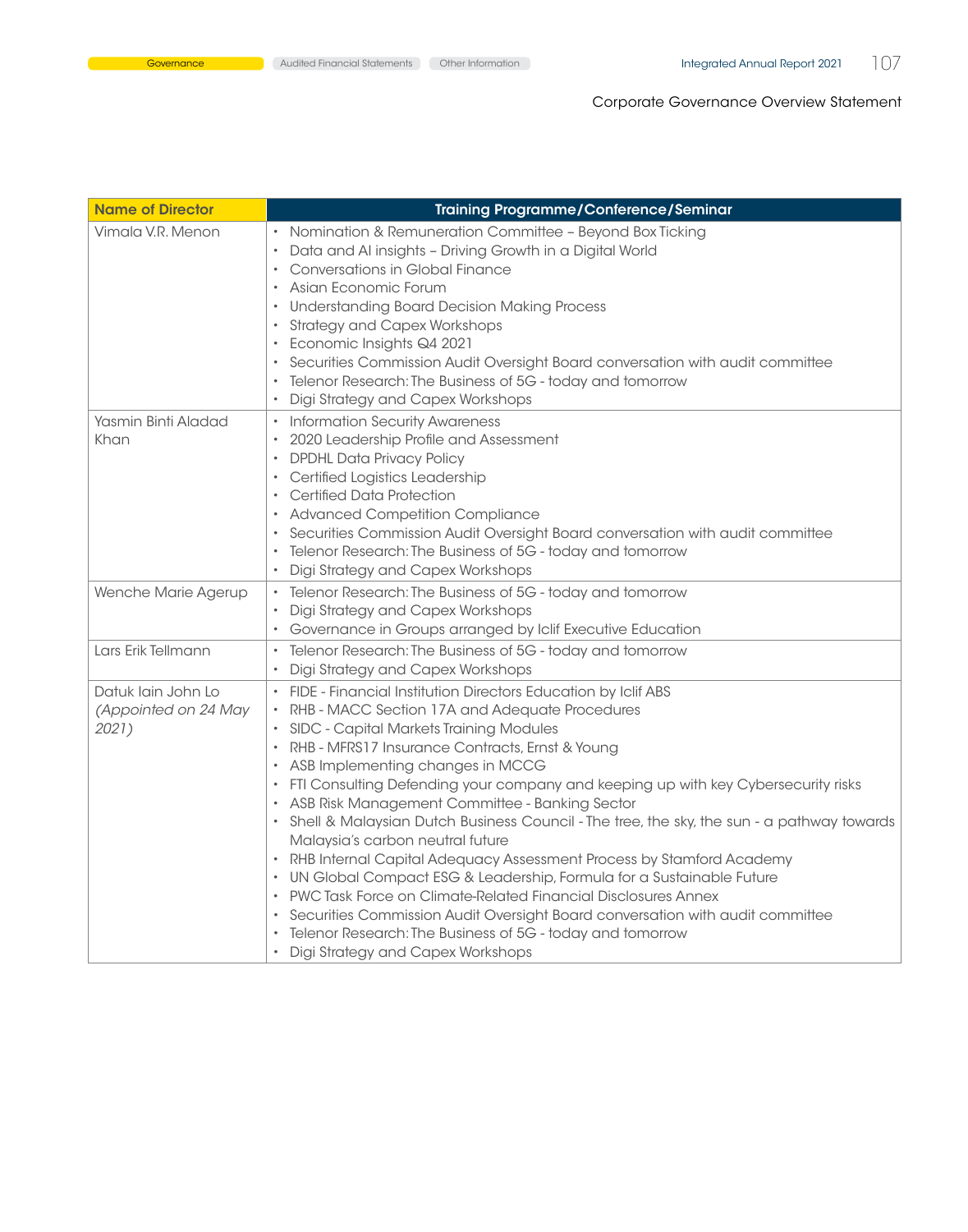Corporate Governance Overview Statement

| Name of Director | Training Programme/Conference/Seminar |
| --- | --- |
| Vimala V.R. Menon | • Nomination & Remuneration Committee – Beyond Box Ticking<br>• Data and AI insights – Driving Growth in a Digital World<br>• Conversations in Global Finance<br>• Asian Economic Forum<br>• Understanding Board Decision Making Process<br>• Strategy and Capex Workshops<br>• Economic Insights Q4 2021<br>• Securities Commission Audit Oversight Board conversation with audit committee<br>• Telenor Research: The Business of 5G - today and tomorrow<br>• Digi Strategy and Capex Workshops |
| Yasmin Binti Aladad Khan | • Information Security Awareness<br>• 2020 Leadership Profile and Assessment<br>• DPDHL Data Privacy Policy<br>• Certified Logistics Leadership<br>• Certified Data Protection<br>• Advanced Competition Compliance<br>• Securities Commission Audit Oversight Board conversation with audit committee<br>• Telenor Research: The Business of 5G - today and tomorrow<br>• Digi Strategy and Capex Workshops |
| Wenche Marie Agerup | • Telenor Research: The Business of 5G - today and tomorrow<br>• Digi Strategy and Capex Workshops<br>• Governance in Groups arranged by Iclif Executive Education |
| Lars Erik Tellmann | • Telenor Research: The Business of 5G - today and tomorrow<br>• Digi Strategy and Capex Workshops |
| Datuk Iain John Lo *(Appointed on 24 May 2021)* | • FIDE - Financial Institution Directors Education by Iclif ABS<br>• RHB - MACC Section 17A and Adequate Procedures<br>• SIDC - Capital Markets Training Modules<br>• RHB - MFRS17 Insurance Contracts, Ernst & Young<br>• ASB Implementing changes in MCCG<br>• FTI Consulting Defending your company and keeping up with key Cybersecurity risks<br>• ASB Risk Management Committee - Banking Sector<br>• Shell & Malaysian Dutch Business Council - The tree, the sky, the sun - a pathway towards Malaysia's carbon neutral future<br>• RHB Internal Capital Adequacy Assessment Process by Stamford Academy<br>• UN Global Compact ESG & Leadership, Formula for a Sustainable Future<br>• PWC Task Force on Climate-Related Financial Disclosures Annex<br>• Securities Commission Audit Oversight Board conversation with audit committee<br>• Telenor Research: The Business of 5G - today and tomorrow<br>• Digi Strategy and Capex Workshops |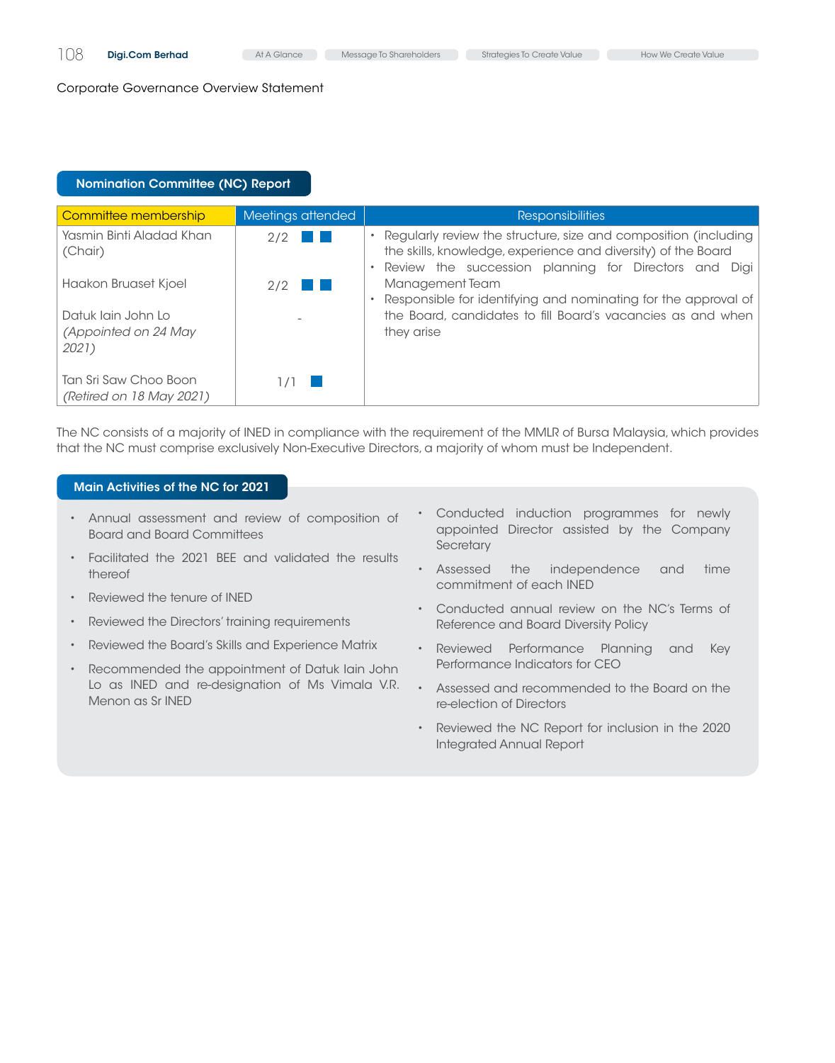Corporate Governance Overview Statement

## Nomination Committee (NC) Report

| Committee membership | Meetings attended | Responsibilities |
|---|---|---|
| Yasmin Binti Aladad Khan (Chair) | 2/2 | • Regularly review the structure, size and composition (including the skills, knowledge, experience and diversity) of the Board<br>• Review the succession planning for Directors and Digi Management Team<br>• Responsible for identifying and nominating for the approval of the Board, candidates to fill Board's vacancies as and when they arise |
| Haakon Bruaset Kjoel | 2/2 | |
| Datuk Iain John Lo *(Appointed on 24 May 2021)* | - | |
| Tan Sri Saw Choo Boon *(Retired on 18 May 2021)* | 1/1 | |

The NC consists of a majority of INED in compliance with the requirement of the MMLR of Bursa Malaysia, which provides that the NC must comprise exclusively Non-Executive Directors, a majority of whom must be Independent.

## Main Activities of the NC for 2021

- Annual assessment and review of composition of Board and Board Committees
- Facilitated the 2021 BEE and validated the results thereof
- Reviewed the tenure of INED
- Reviewed the Directors' training requirements
- Reviewed the Board's Skills and Experience Matrix
- Recommended the appointment of Datuk Iain John Lo as INED and re-designation of Ms Vimala V.R. Menon as Sr INED
- Conducted induction programmes for newly appointed Director assisted by the Company Secretary
- Assessed the independence and time commitment of each INED
- Conducted annual review on the NC's Terms of Reference and Board Diversity Policy
- Reviewed Performance Planning and Key Performance Indicators for CEO
- Assessed and recommended to the Board on the re-election of Directors
- Reviewed the NC Report for inclusion in the 2020 Integrated Annual Report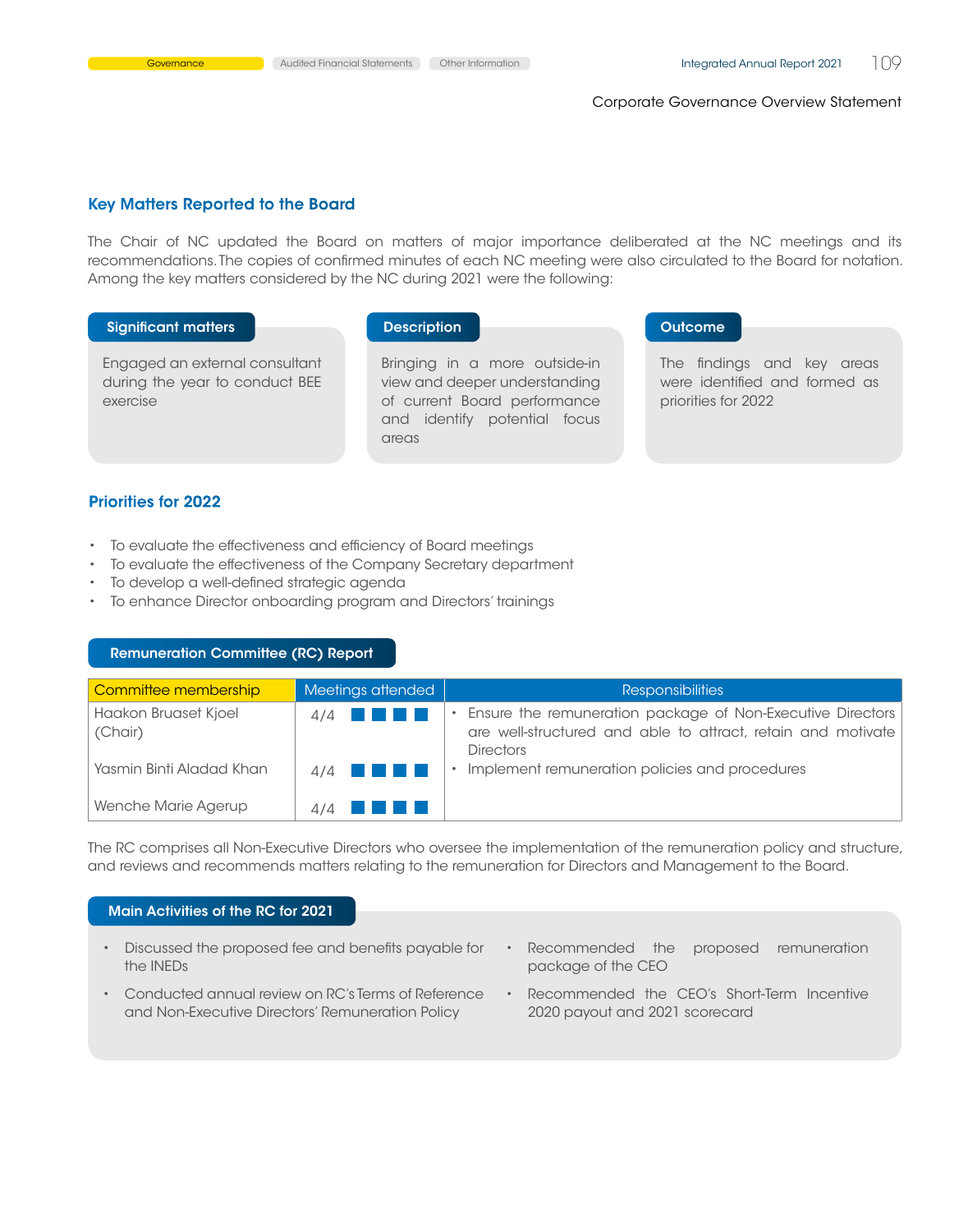## Key Matters Reported to the Board

The Chair of NC updated the Board on matters of major importance deliberated at the NC meetings and its recommendations. The copies of confirmed minutes of each NC meeting were also circulated to the Board for notation. Among the key matters considered by the NC during 2021 were the following:

| Significant matters | Description | Outcome |
|---|---|---|
| Engaged an external consultant during the year to conduct BEE exercise | Bringing in a more outside-in view and deeper understanding of current Board performance and identify potential focus areas | The findings and key areas were identified and formed as priorities for 2022 |

## Priorities for 2022

- To evaluate the effectiveness and efficiency of Board meetings
- To evaluate the effectiveness of the Company Secretary department
- To develop a well-defined strategic agenda
- To enhance Director onboarding program and Directors' trainings

## Remuneration Committee (RC) Report

| Committee membership | Meetings attended | Responsibilities |
|---|---|---|
| Haakon Bruaset Kjoel (Chair) | 4/4 | • Ensure the remuneration package of Non-Executive Directors are well-structured and able to attract, retain and motivate Directors<br>• Implement remuneration policies and procedures |
| Yasmin Binti Aladad Khan | 4/4 | |
| Wenche Marie Agerup | 4/4 | |

The RC comprises all Non-Executive Directors who oversee the implementation of the remuneration policy and structure, and reviews and recommends matters relating to the remuneration for Directors and Management to the Board.

### Main Activities of the RC for 2021

- Discussed the proposed fee and benefits payable for the INEDs
- Conducted annual review on RC's Terms of Reference and Non-Executive Directors' Remuneration Policy
- Recommended the proposed remuneration package of the CEO
- Recommended the CEO's Short-Term Incentive 2020 payout and 2021 scorecard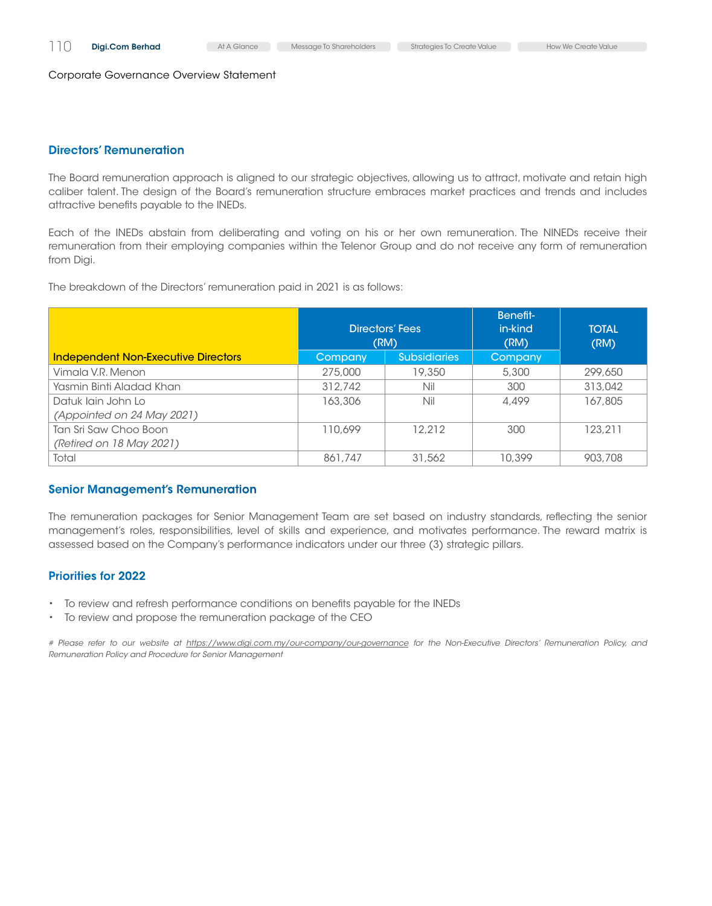Corporate Governance Overview Statement

## Directors' Remuneration

The Board remuneration approach is aligned to our strategic objectives, allowing us to attract, motivate and retain high caliber talent. The design of the Board's remuneration structure embraces market practices and trends and includes attractive benefits payable to the INEDs.

Each of the INEDs abstain from deliberating and voting on his or her own remuneration. The NINEDs receive their remuneration from their employing companies within the Telenor Group and do not receive any form of remuneration from Digi.

The breakdown of the Directors' remuneration paid in 2021 is as follows:

| Independent Non-Executive Directors | Directors' Fees (RM) | | Benefit-in-kind (RM) | TOTAL (RM) |
|---|---|---|---|---|
| | Company | Subsidiaries | Company | |
| Vimala V.R. Menon | 275,000 | 19,350 | 5,300 | 299,650 |
| Yasmin Binti Aladad Khan | 312,742 | Nil | 300 | 313,042 |
| Datuk Iain John Lo *(Appointed on 24 May 2021)* | 163,306 | Nil | 4,499 | 167,805 |
| Tan Sri Saw Choo Boon *(Retired on 18 May 2021)* | 110,699 | 12,212 | 300 | 123,211 |
| Total | 861,747 | 31,562 | 10,399 | 903,708 |

## Senior Management's Remuneration

The remuneration packages for Senior Management Team are set based on industry standards, reflecting the senior management's roles, responsibilities, level of skills and experience, and motivates performance. The reward matrix is assessed based on the Company's performance indicators under our three (3) strategic pillars.

## Priorities for 2022

- To review and refresh performance conditions on benefits payable for the INEDs
- To review and propose the remuneration package of the CEO

*# Please refer to our website at https://www.digi.com.my/our-company/our-governance for the Non-Executive Directors' Remuneration Policy, and Remuneration Policy and Procedure for Senior Management*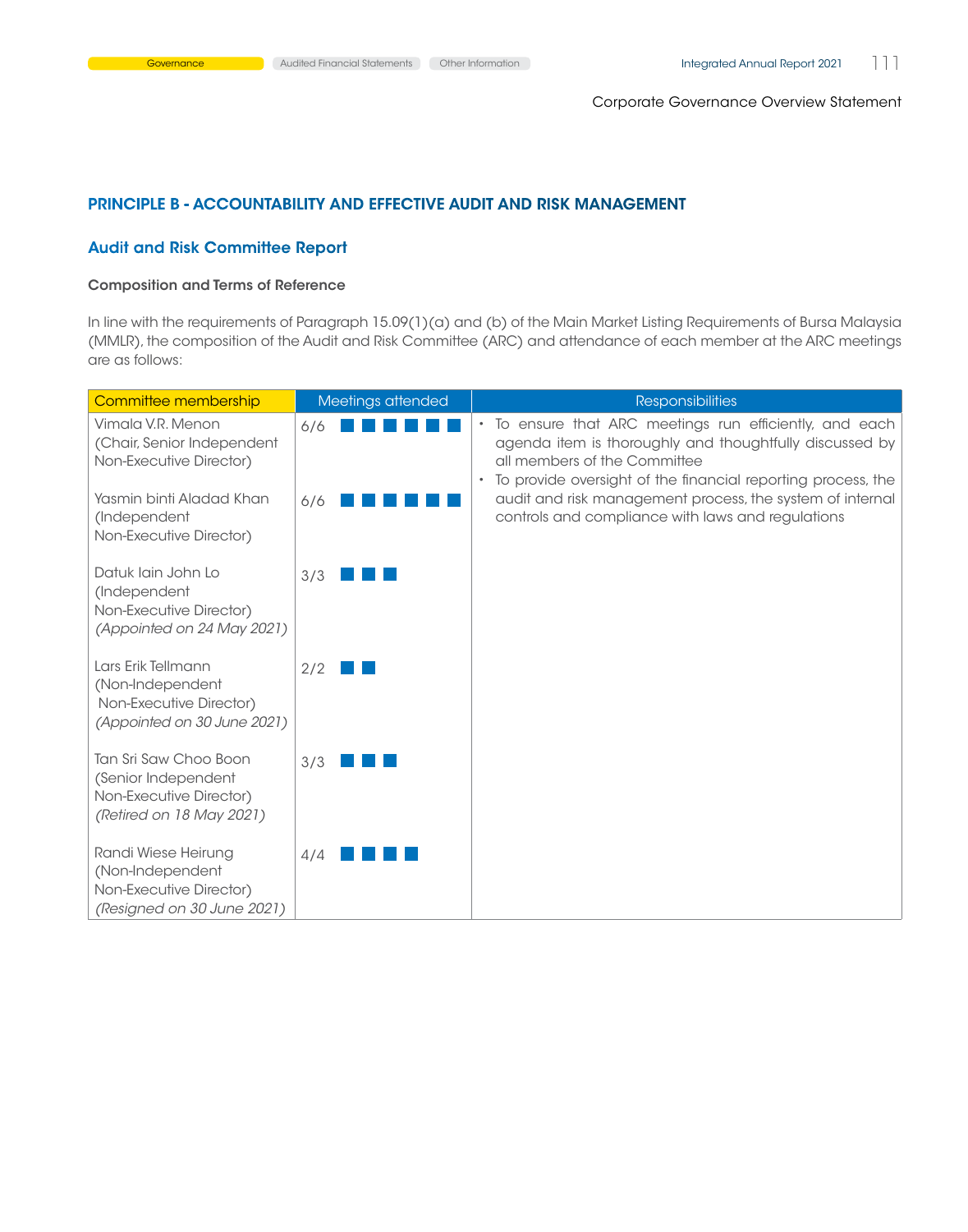## PRINCIPLE B - ACCOUNTABILITY AND EFFECTIVE AUDIT AND RISK MANAGEMENT

### Audit and Risk Committee Report

**Composition and Terms of Reference**

In line with the requirements of Paragraph 15.09(1)(a) and (b) of the Main Market Listing Requirements of Bursa Malaysia (MMLR), the composition of the Audit and Risk Committee (ARC) and attendance of each member at the ARC meetings are as follows:

| Committee membership | Meetings attended | Responsibilities |
|---|---|---|
| Vimala V.R. Menon (Chair, Senior Independent Non-Executive Director) | 6/6 | • To ensure that ARC meetings run efficiently, and each agenda item is thoroughly and thoughtfully discussed by all members of the Committee<br>• To provide oversight of the financial reporting process, the audit and risk management process, the system of internal controls and compliance with laws and regulations |
| Yasmin binti Aladad Khan (Independent Non-Executive Director) | 6/6 | |
| Datuk Iain John Lo (Independent Non-Executive Director) *(Appointed on 24 May 2021)* | 3/3 | |
| Lars Erik Tellmann (Non-Independent Non-Executive Director) *(Appointed on 30 June 2021)* | 2/2 | |
| Tan Sri Saw Choo Boon (Senior Independent Non-Executive Director) *(Retired on 18 May 2021)* | 3/3 | |
| Randi Wiese Heirung (Non-Independent Non-Executive Director) *(Resigned on 30 June 2021)* | 4/4 | |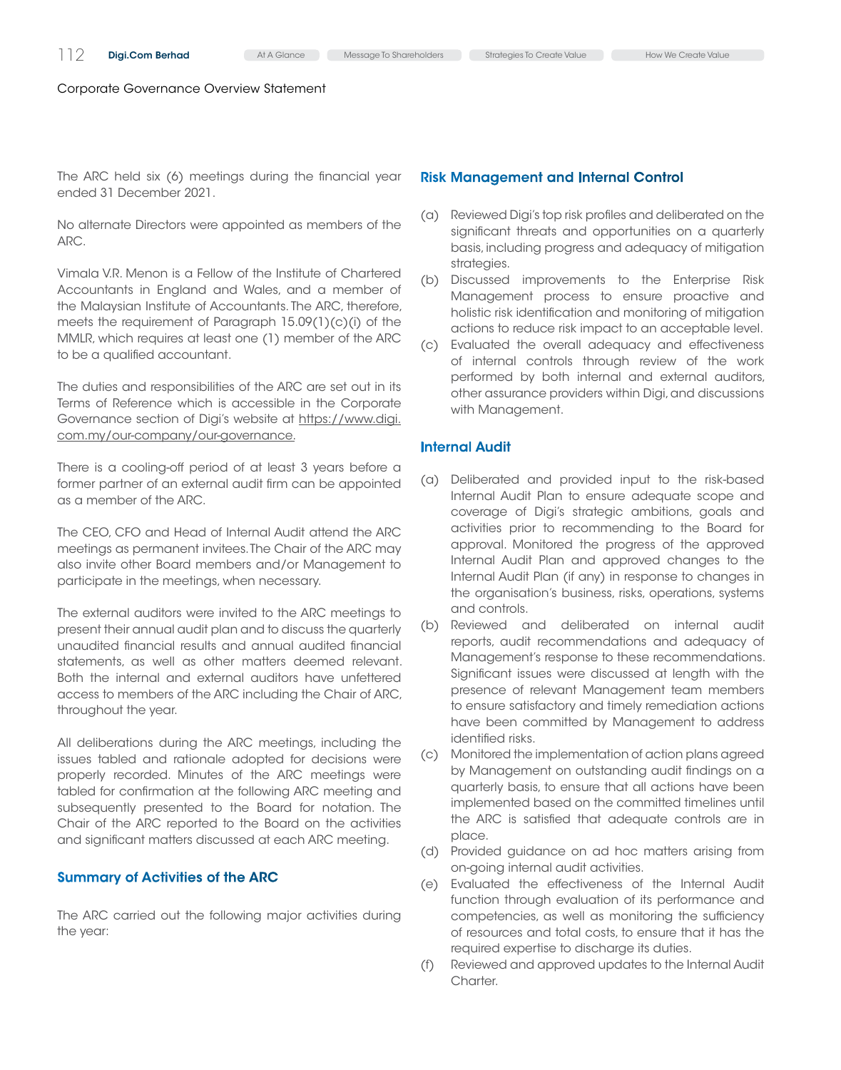Corporate Governance Overview Statement

The ARC held six (6) meetings during the financial year ended 31 December 2021.

No alternate Directors were appointed as members of the ARC.

Vimala V.R. Menon is a Fellow of the Institute of Chartered Accountants in England and Wales, and a member of the Malaysian Institute of Accountants. The ARC, therefore, meets the requirement of Paragraph 15.09(1)(c)(i) of the MMLR, which requires at least one (1) member of the ARC to be a qualified accountant.

The duties and responsibilities of the ARC are set out in its Terms of Reference which is accessible in the Corporate Governance section of Digi's website at https://www.digi.com.my/our-company/our-governance.

There is a cooling-off period of at least 3 years before a former partner of an external audit firm can be appointed as a member of the ARC.

The CEO, CFO and Head of Internal Audit attend the ARC meetings as permanent invitees. The Chair of the ARC may also invite other Board members and/or Management to participate in the meetings, when necessary.

The external auditors were invited to the ARC meetings to present their annual audit plan and to discuss the quarterly unaudited financial results and annual audited financial statements, as well as other matters deemed relevant. Both the internal and external auditors have unfettered access to members of the ARC including the Chair of ARC, throughout the year.

All deliberations during the ARC meetings, including the issues tabled and rationale adopted for decisions were properly recorded. Minutes of the ARC meetings were tabled for confirmation at the following ARC meeting and subsequently presented to the Board for notation. The Chair of the ARC reported to the Board on the activities and significant matters discussed at each ARC meeting.

### Summary of Activities of the ARC

The ARC carried out the following major activities during the year:

### Risk Management and Internal Control

(a) Reviewed Digi's top risk profiles and deliberated on the significant threats and opportunities on a quarterly basis, including progress and adequacy of mitigation strategies.

(b) Discussed improvements to the Enterprise Risk Management process to ensure proactive and holistic risk identification and monitoring of mitigation actions to reduce risk impact to an acceptable level.

(c) Evaluated the overall adequacy and effectiveness of internal controls through review of the work performed by both internal and external auditors, other assurance providers within Digi, and discussions with Management.

### Internal Audit

(a) Deliberated and provided input to the risk-based Internal Audit Plan to ensure adequate scope and coverage of Digi's strategic ambitions, goals and activities prior to recommending to the Board for approval. Monitored the progress of the approved Internal Audit Plan and approved changes to the Internal Audit Plan (if any) in response to changes in the organisation's business, risks, operations, systems and controls.

(b) Reviewed and deliberated on internal audit reports, audit recommendations and adequacy of Management's response to these recommendations. Significant issues were discussed at length with the presence of relevant Management team members to ensure satisfactory and timely remediation actions have been committed by Management to address identified risks.

(c) Monitored the implementation of action plans agreed by Management on outstanding audit findings on a quarterly basis, to ensure that all actions have been implemented based on the committed timelines until the ARC is satisfied that adequate controls are in place.

(d) Provided guidance on ad hoc matters arising from on-going internal audit activities.

(e) Evaluated the effectiveness of the Internal Audit function through evaluation of its performance and competencies, as well as monitoring the sufficiency of resources and total costs, to ensure that it has the required expertise to discharge its duties.

(f) Reviewed and approved updates to the Internal Audit Charter.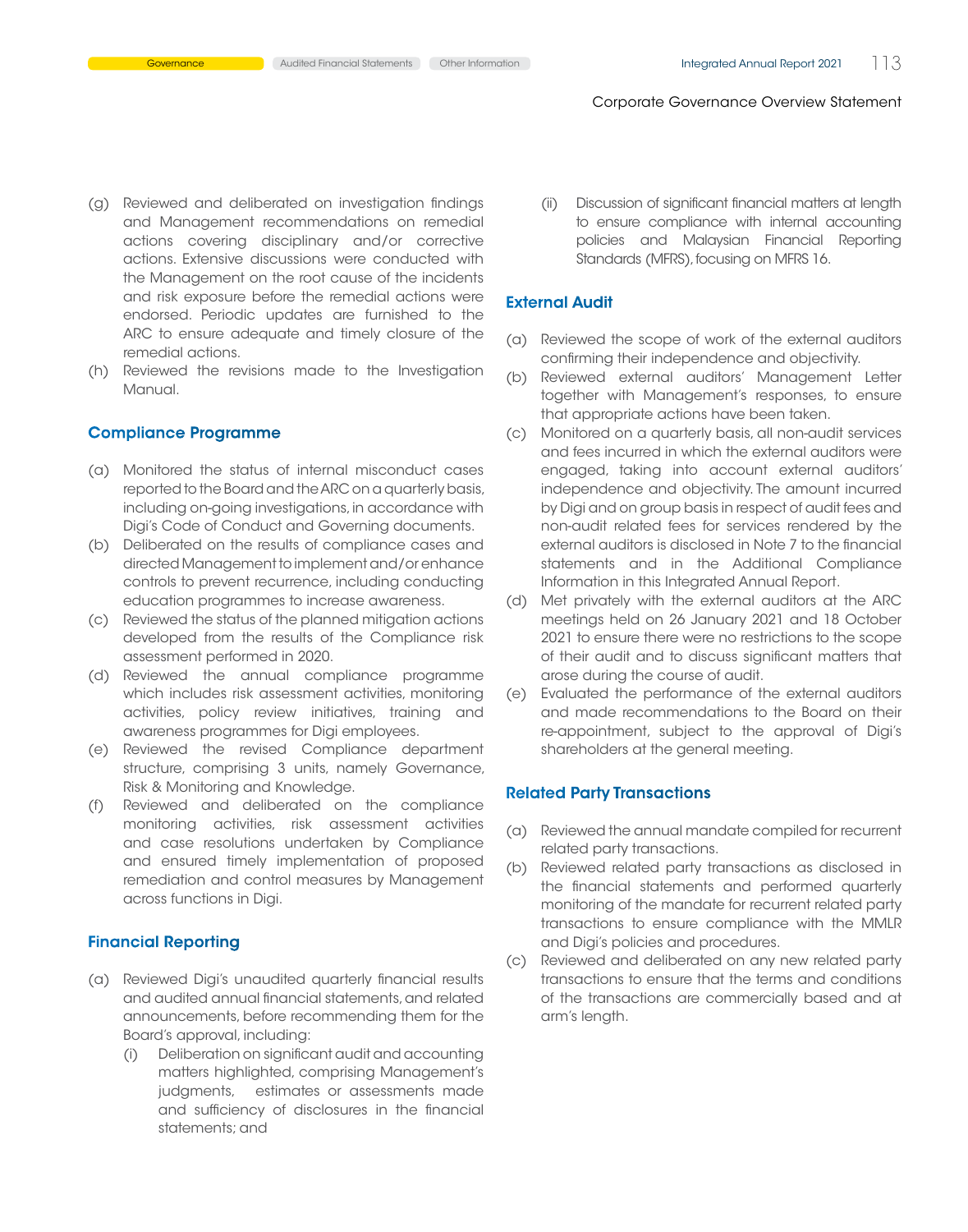(g) Reviewed and deliberated on investigation findings and Management recommendations on remedial actions covering disciplinary and/or corrective actions. Extensive discussions were conducted with the Management on the root cause of the incidents and risk exposure before the remedial actions were endorsed. Periodic updates are furnished to the ARC to ensure adequate and timely closure of the remedial actions.

(h) Reviewed the revisions made to the Investigation Manual.

### Compliance Programme

(a) Monitored the status of internal misconduct cases reported to the Board and the ARC on a quarterly basis, including on-going investigations, in accordance with Digi's Code of Conduct and Governing documents.

(b) Deliberated on the results of compliance cases and directed Management to implement and/or enhance controls to prevent recurrence, including conducting education programmes to increase awareness.

(c) Reviewed the status of the planned mitigation actions developed from the results of the Compliance risk assessment performed in 2020.

(d) Reviewed the annual compliance programme which includes risk assessment activities, monitoring activities, policy review initiatives, training and awareness programmes for Digi employees.

(e) Reviewed the revised Compliance department structure, comprising 3 units, namely Governance, Risk & Monitoring and Knowledge.

(f) Reviewed and deliberated on the compliance monitoring activities, risk assessment activities and case resolutions undertaken by Compliance and ensured timely implementation of proposed remediation and control measures by Management across functions in Digi.

### Financial Reporting

(a) Reviewed Digi's unaudited quarterly financial results and audited annual financial statements, and related announcements, before recommending them for the Board's approval, including:

   (i) Deliberation on significant audit and accounting matters highlighted, comprising Management's judgments, estimates or assessments made and sufficiency of disclosures in the financial statements; and

   (ii) Discussion of significant financial matters at length to ensure compliance with internal accounting policies and Malaysian Financial Reporting Standards (MFRS), focusing on MFRS 16.

### External Audit

(a) Reviewed the scope of work of the external auditors confirming their independence and objectivity.

(b) Reviewed external auditors' Management Letter together with Management's responses, to ensure that appropriate actions have been taken.

(c) Monitored on a quarterly basis, all non-audit services and fees incurred in which the external auditors were engaged, taking into account external auditors' independence and objectivity. The amount incurred by Digi and on group basis in respect of audit fees and non-audit related fees for services rendered by the external auditors is disclosed in Note 7 to the financial statements and in the Additional Compliance Information in this Integrated Annual Report.

(d) Met privately with the external auditors at the ARC meetings held on 26 January 2021 and 18 October 2021 to ensure there were no restrictions to the scope of their audit and to discuss significant matters that arose during the course of audit.

(e) Evaluated the performance of the external auditors and made recommendations to the Board on their re-appointment, subject to the approval of Digi's shareholders at the general meeting.

### Related Party Transactions

(a) Reviewed the annual mandate compiled for recurrent related party transactions.

(b) Reviewed related party transactions as disclosed in the financial statements and performed quarterly monitoring of the mandate for recurrent related party transactions to ensure compliance with the MMLR and Digi's policies and procedures.

(c) Reviewed and deliberated on any new related party transactions to ensure that the terms and conditions of the transactions are commercially based and at arm's length.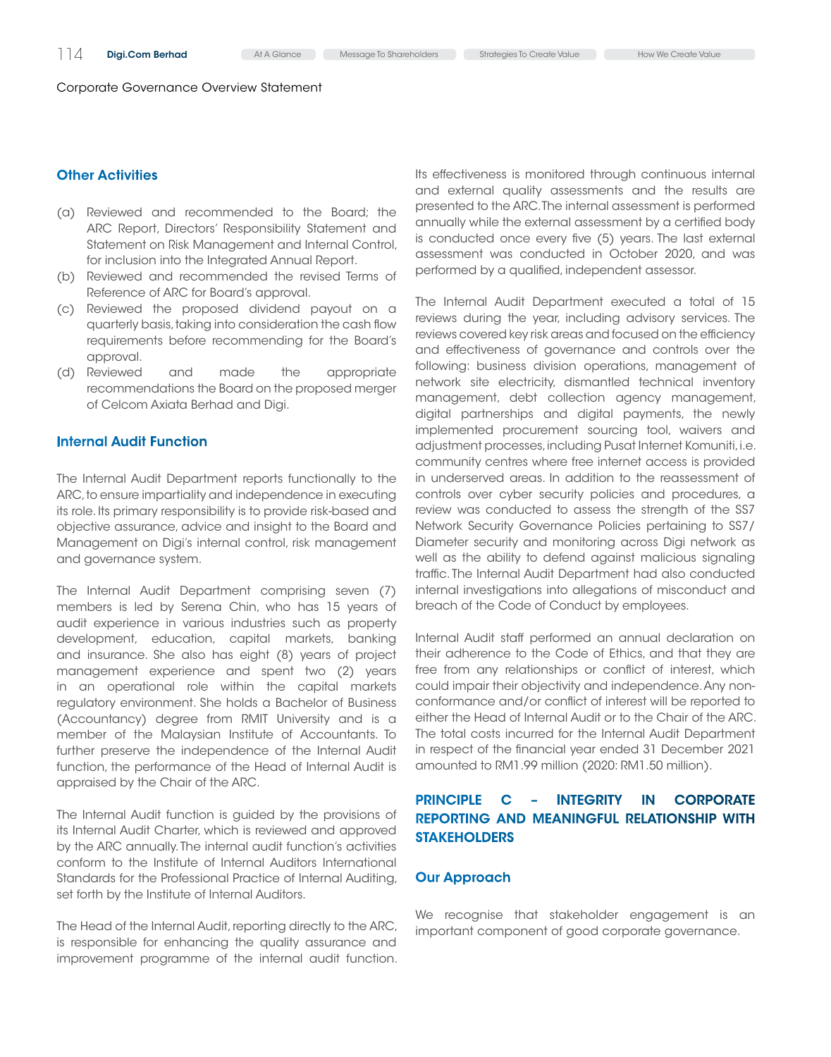Corporate Governance Overview Statement

### Other Activities

(a) Reviewed and recommended to the Board; the ARC Report, Directors' Responsibility Statement and Statement on Risk Management and Internal Control, for inclusion into the Integrated Annual Report.
(b) Reviewed and recommended the revised Terms of Reference of ARC for Board's approval.
(c) Reviewed the proposed dividend payout on a quarterly basis, taking into consideration the cash flow requirements before recommending for the Board's approval.
(d) Reviewed and made the appropriate recommendations the Board on the proposed merger of Celcom Axiata Berhad and Digi.

### Internal Audit Function

The Internal Audit Department reports functionally to the ARC, to ensure impartiality and independence in executing its role. Its primary responsibility is to provide risk-based and objective assurance, advice and insight to the Board and Management on Digi's internal control, risk management and governance system.

The Internal Audit Department comprising seven (7) members is led by Serena Chin, who has 15 years of audit experience in various industries such as property development, education, capital markets, banking and insurance. She also has eight (8) years of project management experience and spent two (2) years in an operational role within the capital markets regulatory environment. She holds a Bachelor of Business (Accountancy) degree from RMIT University and is a member of the Malaysian Institute of Accountants. To further preserve the independence of the Internal Audit function, the performance of the Head of Internal Audit is appraised by the Chair of the ARC.

The Internal Audit function is guided by the provisions of its Internal Audit Charter, which is reviewed and approved by the ARC annually. The internal audit function's activities conform to the Institute of Internal Auditors International Standards for the Professional Practice of Internal Auditing, set forth by the Institute of Internal Auditors.

The Head of the Internal Audit, reporting directly to the ARC, is responsible for enhancing the quality assurance and improvement programme of the internal audit function. Its effectiveness is monitored through continuous internal and external quality assessments and the results are presented to the ARC. The internal assessment is performed annually while the external assessment by a certified body is conducted once every five (5) years. The last external assessment was conducted in October 2020, and was performed by a qualified, independent assessor.

The Internal Audit Department executed a total of 15 reviews during the year, including advisory services. The reviews covered key risk areas and focused on the efficiency and effectiveness of governance and controls over the following: business division operations, management of network site electricity, dismantled technical inventory management, debt collection agency management, digital partnerships and digital payments, the newly implemented procurement sourcing tool, waivers and adjustment processes, including Pusat Internet Komuniti, i.e. community centres where free internet access is provided in underserved areas. In addition to the reassessment of controls over cyber security policies and procedures, a review was conducted to assess the strength of the SS7 Network Security Governance Policies pertaining to SS7/ Diameter security and monitoring across Digi network as well as the ability to defend against malicious signaling traffic. The Internal Audit Department had also conducted internal investigations into allegations of misconduct and breach of the Code of Conduct by employees.

Internal Audit staff performed an annual declaration on their adherence to the Code of Ethics, and that they are free from any relationships or conflict of interest, which could impair their objectivity and independence. Any non-conformance and/or conflict of interest will be reported to either the Head of Internal Audit or to the Chair of the ARC. The total costs incurred for the Internal Audit Department in respect of the financial year ended 31 December 2021 amounted to RM1.99 million (2020: RM1.50 million).

## PRINCIPLE C – INTEGRITY IN CORPORATE REPORTING AND MEANINGFUL RELATIONSHIP WITH STAKEHOLDERS

### Our Approach

We recognise that stakeholder engagement is an important component of good corporate governance.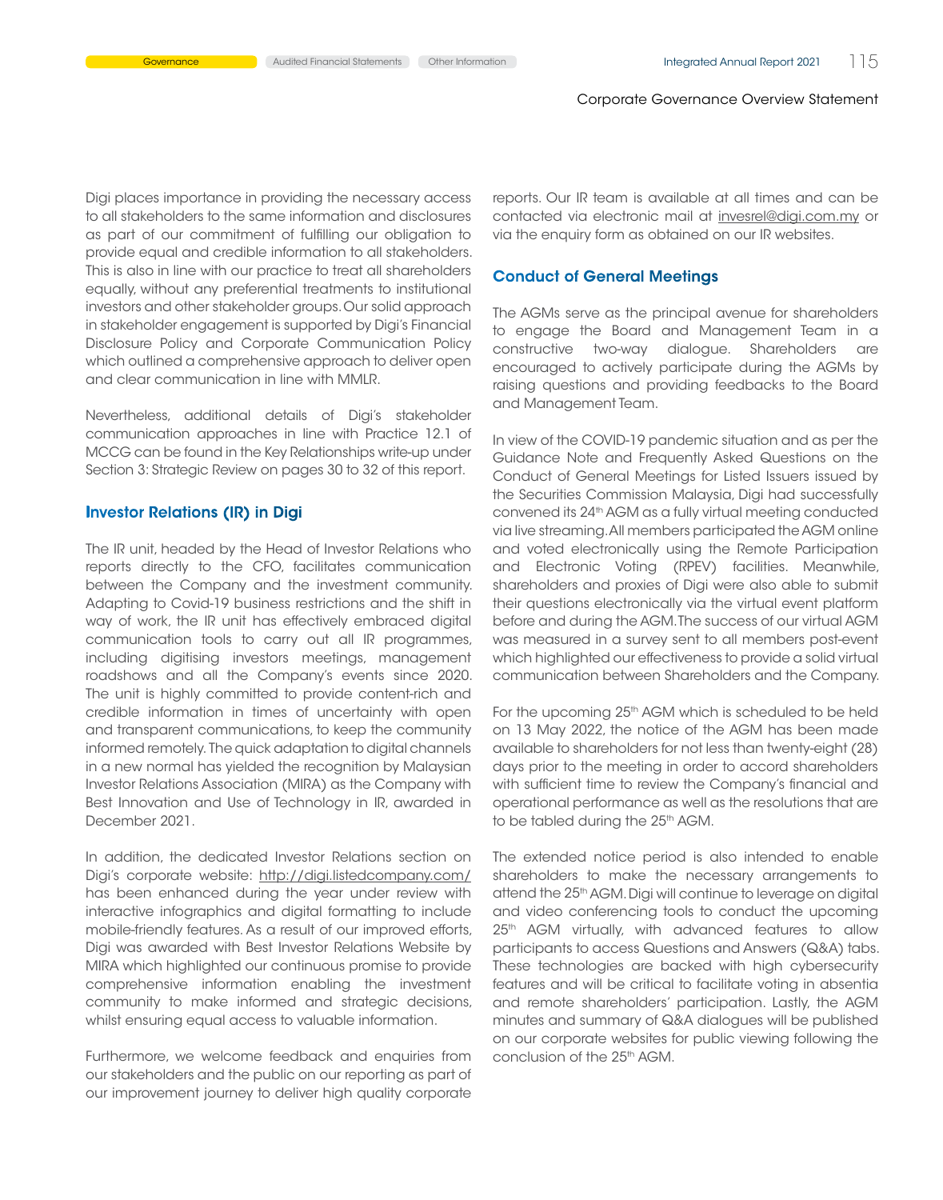Digi places importance in providing the necessary access to all stakeholders to the same information and disclosures as part of our commitment of fulfilling our obligation to provide equal and credible information to all stakeholders. This is also in line with our practice to treat all shareholders equally, without any preferential treatments to institutional investors and other stakeholder groups. Our solid approach in stakeholder engagement is supported by Digi's Financial Disclosure Policy and Corporate Communication Policy which outlined a comprehensive approach to deliver open and clear communication in line with MMLR.

Nevertheless, additional details of Digi's stakeholder communication approaches in line with Practice 12.1 of MCCG can be found in the Key Relationships write-up under Section 3: Strategic Review on pages 30 to 32 of this report.

## Investor Relations (IR) in Digi

The IR unit, headed by the Head of Investor Relations who reports directly to the CFO, facilitates communication between the Company and the investment community. Adapting to Covid-19 business restrictions and the shift in way of work, the IR unit has effectively embraced digital communication tools to carry out all IR programmes, including digitising investors meetings, management roadshows and all the Company's events since 2020. The unit is highly committed to provide content-rich and credible information in times of uncertainty with open and transparent communications, to keep the community informed remotely. The quick adaptation to digital channels in a new normal has yielded the recognition by Malaysian Investor Relations Association (MIRA) as the Company with Best Innovation and Use of Technology in IR, awarded in December 2021.

In addition, the dedicated Investor Relations section on Digi's corporate website: http://digi.listedcompany.com/ has been enhanced during the year under review with interactive infographics and digital formatting to include mobile-friendly features. As a result of our improved efforts, Digi was awarded with Best Investor Relations Website by MIRA which highlighted our continuous promise to provide comprehensive information enabling the investment community to make informed and strategic decisions, whilst ensuring equal access to valuable information.

Furthermore, we welcome feedback and enquiries from our stakeholders and the public on our reporting as part of our improvement journey to deliver high quality corporate reports. Our IR team is available at all times and can be contacted via electronic mail at invesrel@digi.com.my or via the enquiry form as obtained on our IR websites.

## Conduct of General Meetings

The AGMs serve as the principal avenue for shareholders to engage the Board and Management Team in a constructive two-way dialogue. Shareholders are encouraged to actively participate during the AGMs by raising questions and providing feedbacks to the Board and Management Team.

In view of the COVID-19 pandemic situation and as per the Guidance Note and Frequently Asked Questions on the Conduct of General Meetings for Listed Issuers issued by the Securities Commission Malaysia, Digi had successfully convened its 24th AGM as a fully virtual meeting conducted via live streaming. All members participated the AGM online and voted electronically using the Remote Participation and Electronic Voting (RPEV) facilities. Meanwhile, shareholders and proxies of Digi were also able to submit their questions electronically via the virtual event platform before and during the AGM. The success of our virtual AGM was measured in a survey sent to all members post-event which highlighted our effectiveness to provide a solid virtual communication between Shareholders and the Company.

For the upcoming 25th AGM which is scheduled to be held on 13 May 2022, the notice of the AGM has been made available to shareholders for not less than twenty-eight (28) days prior to the meeting in order to accord shareholders with sufficient time to review the Company's financial and operational performance as well as the resolutions that are to be tabled during the 25th AGM.

The extended notice period is also intended to enable shareholders to make the necessary arrangements to attend the 25th AGM. Digi will continue to leverage on digital and video conferencing tools to conduct the upcoming 25th AGM virtually, with advanced features to allow participants to access Questions and Answers (Q&A) tabs. These technologies are backed with high cybersecurity features and will be critical to facilitate voting in absentia and remote shareholders' participation. Lastly, the AGM minutes and summary of Q&A dialogues will be published on our corporate websites for public viewing following the conclusion of the 25th AGM.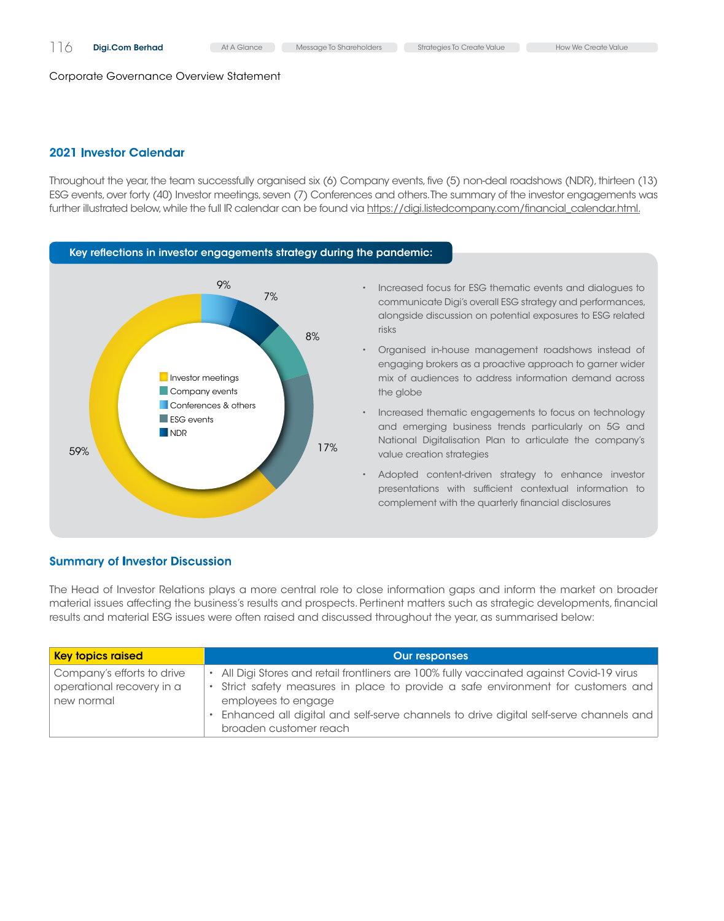Corporate Governance Overview Statement

## 2021 Investor Calendar

Throughout the year, the team successfully organised six (6) Company events, five (5) non-deal roadshows (NDR), thirteen (13) ESG events, over forty (40) Investor meetings, seven (7) Conferences and others. The summary of the investor engagements was further illustrated below, while the full IR calendar can be found via https://digi.listedcompany.com/financial_calendar.html.

### Key reflections in investor engagements strategy during the pandemic:

- Investor meetings: 59%
- ESG events: 17%
- Company events: 8%
- NDR: 7%
- Conferences & others: 9%

- Increased focus for ESG thematic events and dialogues to communicate Digi's overall ESG strategy and performances, alongside discussion on potential exposures to ESG related risks
- Organised in-house management roadshows instead of engaging brokers as a proactive approach to garner wider mix of audiences to address information demand across the globe
- Increased thematic engagements to focus on technology and emerging business trends particularly on 5G and National Digitalisation Plan to articulate the company's value creation strategies
- Adopted content-driven strategy to enhance investor presentations with sufficient contextual information to complement with the quarterly financial disclosures

## Summary of Investor Discussion

The Head of Investor Relations plays a more central role to close information gaps and inform the market on broader material issues affecting the business's results and prospects. Pertinent matters such as strategic developments, financial results and material ESG issues were often raised and discussed throughout the year, as summarised below:

| Key topics raised | Our responses |
|---|---|
| Company's efforts to drive operational recovery in a new normal | • All Digi Stores and retail frontliners are 100% fully vaccinated against Covid-19 virus<br>• Strict safety measures in place to provide a safe environment for customers and employees to engage<br>• Enhanced all digital and self-serve channels to drive digital self-serve channels and broaden customer reach |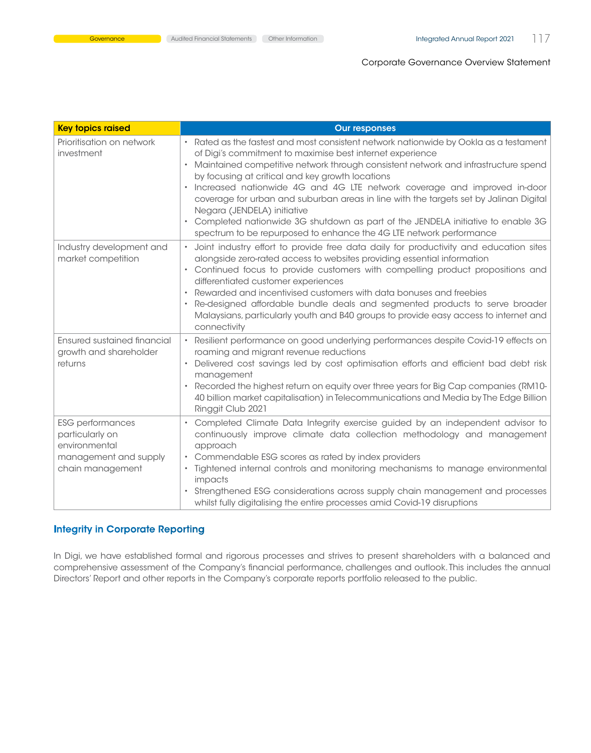| Key topics raised | Our responses |
|---|---|
| Prioritisation on network investment | • Rated as the fastest and most consistent network nationwide by Ookla as a testament of Digi's commitment to maximise best internet experience<br>• Maintained competitive network through consistent network and infrastructure spend by focusing at critical and key growth locations<br>• Increased nationwide 4G and 4G LTE network coverage and improved in-door coverage for urban and suburban areas in line with the targets set by Jalinan Digital Negara (JENDELA) initiative<br>• Completed nationwide 3G shutdown as part of the JENDELA initiative to enable 3G spectrum to be repurposed to enhance the 4G LTE network performance |
| Industry development and market competition | • Joint industry effort to provide free data daily for productivity and education sites alongside zero-rated access to websites providing essential information<br>• Continued focus to provide customers with compelling product propositions and differentiated customer experiences<br>• Rewarded and incentivised customers with data bonuses and freebies<br>• Re-designed affordable bundle deals and segmented products to serve broader Malaysians, particularly youth and B40 groups to provide easy access to internet and connectivity |
| Ensured sustained financial growth and shareholder returns | • Resilient performance on good underlying performances despite Covid-19 effects on roaming and migrant revenue reductions<br>• Delivered cost savings led by cost optimisation efforts and efficient bad debt risk management<br>• Recorded the highest return on equity over three years for Big Cap companies (RM10-40 billion market capitalisation) in Telecommunications and Media by The Edge Billion Ringgit Club 2021 |
| ESG performances particularly on environmental management and supply chain management | • Completed Climate Data Integrity exercise guided by an independent advisor to continuously improve climate data collection methodology and management approach<br>• Commendable ESG scores as rated by index providers<br>• Tightened internal controls and monitoring mechanisms to manage environmental impacts<br>• Strengthened ESG considerations across supply chain management and processes whilst fully digitalising the entire processes amid Covid-19 disruptions |

## Integrity in Corporate Reporting

In Digi, we have established formal and rigorous processes and strives to present shareholders with a balanced and comprehensive assessment of the Company's financial performance, challenges and outlook. This includes the annual Directors' Report and other reports in the Company's corporate reports portfolio released to the public.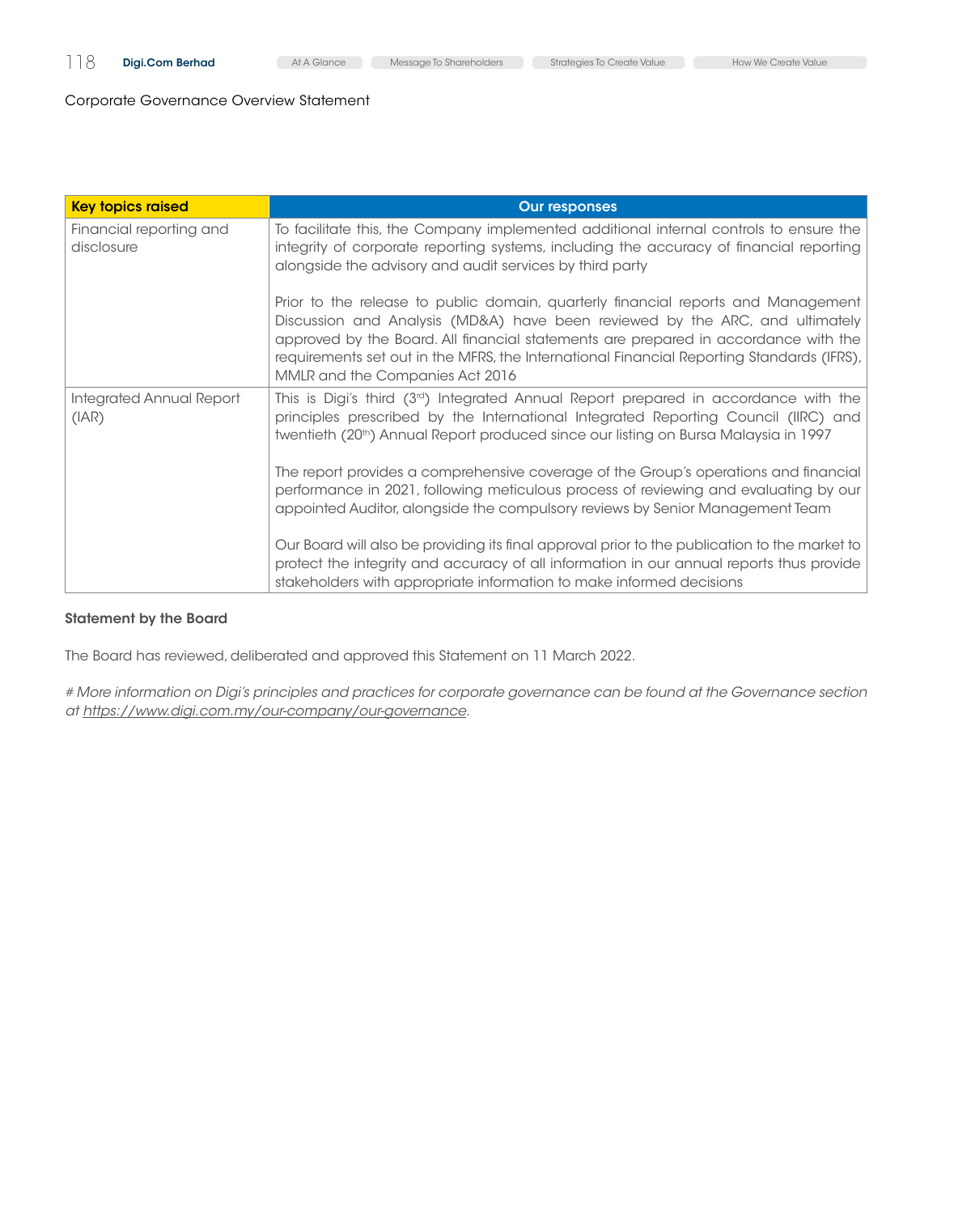Corporate Governance Overview Statement

| Key topics raised | Our responses |
| --- | --- |
| Financial reporting and disclosure | To facilitate this, the Company implemented additional internal controls to ensure the integrity of corporate reporting systems, including the accuracy of financial reporting alongside the advisory and audit services by third party<br><br>Prior to the release to public domain, quarterly financial reports and Management Discussion and Analysis (MD&A) have been reviewed by the ARC, and ultimately approved by the Board. All financial statements are prepared in accordance with the requirements set out in the MFRS, the International Financial Reporting Standards (IFRS), MMLR and the Companies Act 2016 |
| Integrated Annual Report (IAR) | This is Digi's third (3rd) Integrated Annual Report prepared in accordance with the principles prescribed by the International Integrated Reporting Council (IIRC) and twentieth (20th) Annual Report produced since our listing on Bursa Malaysia in 1997<br><br>The report provides a comprehensive coverage of the Group's operations and financial performance in 2021, following meticulous process of reviewing and evaluating by our appointed Auditor, alongside the compulsory reviews by Senior Management Team<br><br>Our Board will also be providing its final approval prior to the publication to the market to protect the integrity and accuracy of all information in our annual reports thus provide stakeholders with appropriate information to make informed decisions |

**Statement by the Board**

The Board has reviewed, deliberated and approved this Statement on 11 March 2022.

*# More information on Digi's principles and practices for corporate governance can be found at the Governance section at https://www.digi.com.my/our-company/our-governance.*